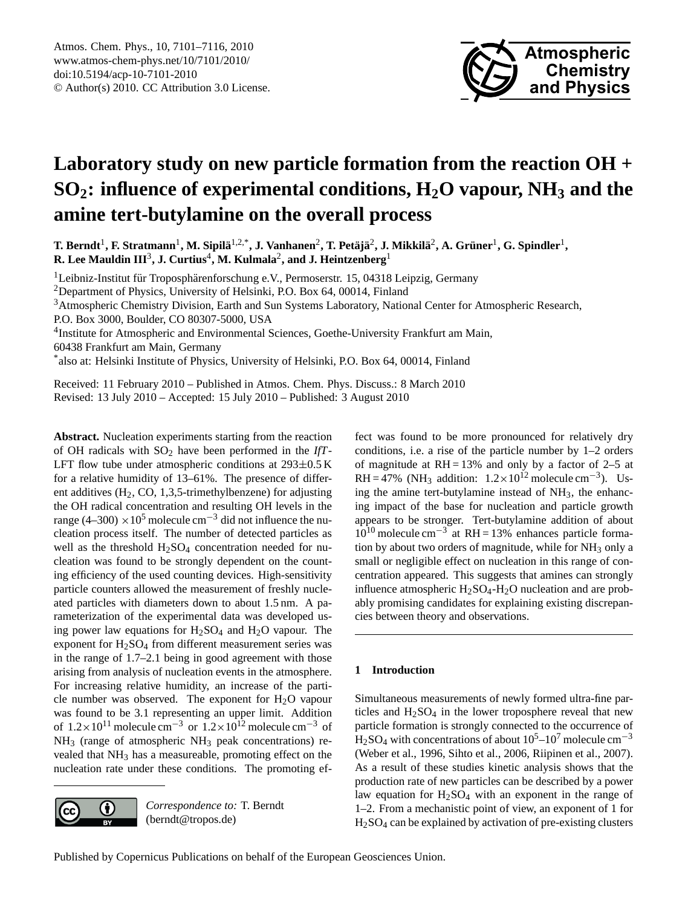# Laboratory study on new particle formation from the reaction OH + $SO_2$: influence of experimental conditions, $H_2O$ vapour, $NH_3$ and the amine tert-butylamine on the overall process

**T. Berndt[1], F. Stratmann[1], M. Sipilä[1,2,*], J. Vanhanen[2], T. Petäjä[2], J. Mikkilä[2], A. Grüner[1], G. Spindler[1], R. Lee Mauldin III[3], J. Curtius[4], M. Kulmala[2], and J. Heintzenberg[1]**

[1]Leibniz-Institut für Troposphärenforschung e.V., Permoserstr. 15, 04318 Leipzig, Germany

[2]Department of Physics, University of Helsinki, P.O. Box 64, 00014, Finland

[3]Atmospheric Chemistry Division, Earth and Sun Systems Laboratory, National Center for Atmospheric Research, P.O. Box 3000, Boulder, CO 80307-5000, USA

[4]Institute for Atmospheric and Environmental Sciences, Goethe-University Frankfurt am Main, 60438 Frankfurt am Main, Germany

[*]also at: Helsinki Institute of Physics, University of Helsinki, P.O. Box 64, 00014, Finland

Received: 11 February 2010 – Published in Atmos. Chem. Phys. Discuss.: 8 March 2010
Revised: 13 July 2010 – Accepted: 15 July 2010 – Published: 3 August 2010

**Abstract.** Nucleation experiments starting from the reaction of OH radicals with $SO_2$ have been performed in the *IfT*-LFT flow tube under atmospheric conditions at $293\pm0.5$ K for a relative humidity of 13–61%. The presence of different additives ($H_2$, CO, 1,3,5-trimethylbenzene) for adjusting the OH radical concentration and resulting OH levels in the range $(4–300)\times10^5$ molecule cm$^{-3}$ did not influence the nucleation process itself. The number of detected particles as well as the threshold $H_2SO_4$ concentration needed for nucleation was found to be strongly dependent on the counting efficiency of the used counting devices. High-sensitivity particle counters allowed the measurement of freshly nucleated particles with diameters down to about 1.5 nm. A parameterization of the experimental data was developed using power law equations for $H_2SO_4$ and $H_2O$ vapour. The exponent for $H_2SO_4$ from different measurement series was in the range of 1.7–2.1 being in good agreement with those arising from analysis of nucleation events in the atmosphere. For increasing relative humidity, an increase of the particle number was observed. The exponent for $H_2O$ vapour was found to be 3.1 representing an upper limit. Addition of $1.2\times10^{11}$ molecule cm$^{-3}$ or $1.2\times10^{12}$ molecule cm$^{-3}$ of $NH_3$ (range of atmospheric $NH_3$ peak concentrations) revealed that $NH_3$ has a measureable, promoting effect on the nucleation rate under these conditions. The promoting effect was found to be more pronounced for relatively dry conditions, i.e. a rise of the particle number by 1–2 orders of magnitude at RH = 13% and only by a factor of 2–5 at RH = 47% ($NH_3$ addition: $1.2\times10^{12}$ molecule cm$^{-3}$). Using the amine tert-butylamine instead of $NH_3$, the enhancing impact of the base for nucleation and particle growth appears to be stronger. Tert-butylamine addition of about $10^{10}$ molecule cm$^{-3}$ at RH = 13% enhances particle formation by about two orders of magnitude, while for $NH_3$ only a small or negligible effect on nucleation in this range of concentration appeared. This suggests that amines can strongly influence atmospheric $H_2SO_4$-$H_2O$ nucleation and are probably promising candidates for explaining existing discrepancies between theory and observations.

*Correspondence to:* T. Berndt (berndt@tropos.de)

## 1 Introduction

Simultaneous measurements of newly formed ultra-fine particles and $H_2SO_4$ in the lower troposphere reveal that new particle formation is strongly connected to the occurrence of $H_2SO_4$ with concentrations of about $10^5$–$10^7$ molecule cm$^{-3}$ (Weber et al., 1996, Sihto et al., 2006, Riipinen et al., 2007). As a result of these studies kinetic analysis shows that the production rate of new particles can be described by a power law equation for $H_2SO_4$ with an exponent in the range of 1–2. From a mechanistic point of view, an exponent of 1 for $H_2SO_4$ can be explained by activation of pre-existing clusters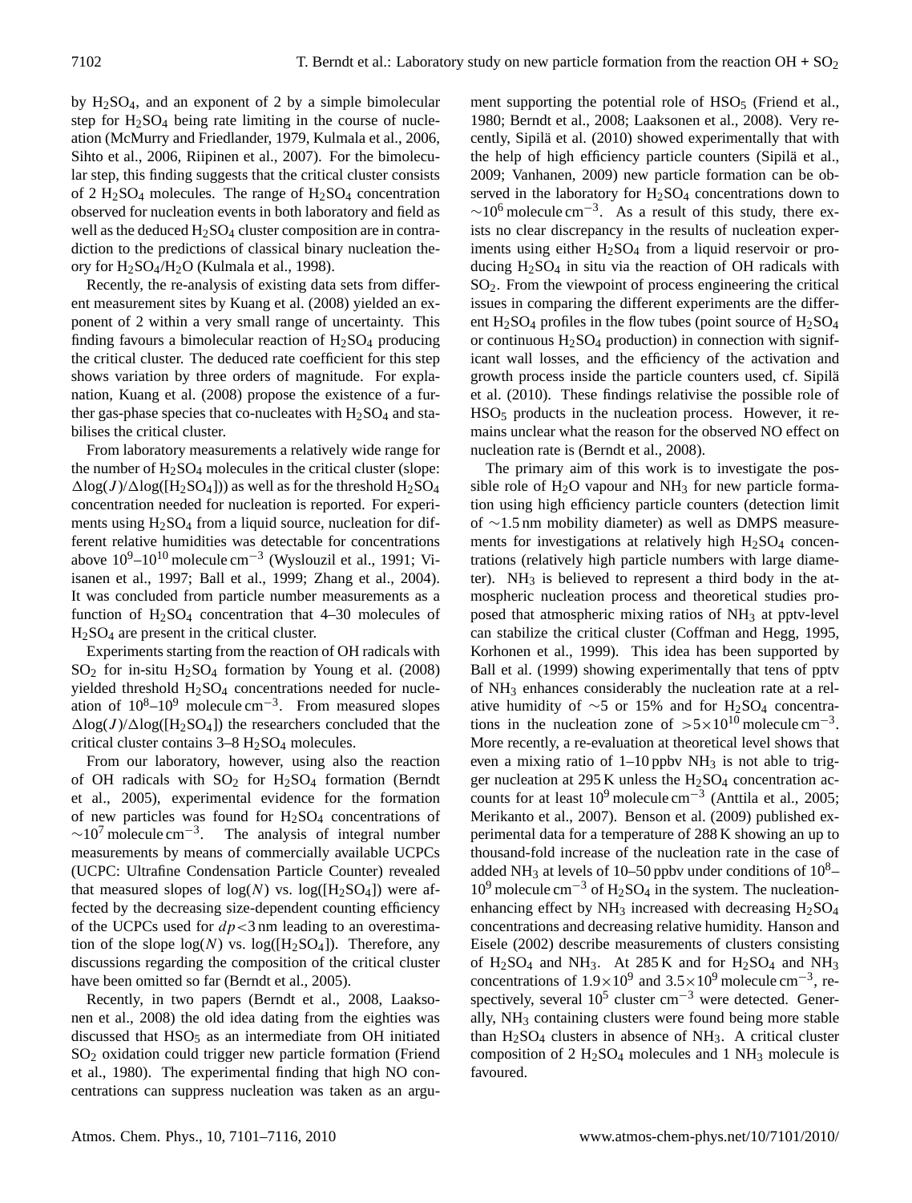by $H_2SO_4$, and an exponent of 2 by a simple bimolecular step for $H_2SO_4$ being rate limiting in the course of nucleation (McMurry and Friedlander, 1979, Kulmala et al., 2006, Sihto et al., 2006, Riipinen et al., 2007). For the bimolecular step, this finding suggests that the critical cluster consists of 2 $H_2SO_4$ molecules. The range of $H_2SO_4$ concentration observed for nucleation events in both laboratory and field as well as the deduced $H_2SO_4$ cluster composition are in contradiction to the predictions of classical binary nucleation theory for $H_2SO_4$/$H_2O$ (Kulmala et al., 1998).

Recently, the re-analysis of existing data sets from different measurement sites by Kuang et al. (2008) yielded an exponent of 2 within a very small range of uncertainty. This finding favours a bimolecular reaction of $H_2SO_4$ producing the critical cluster. The deduced rate coefficient for this step shows variation by three orders of magnitude. For explanation, Kuang et al. (2008) propose the existence of a further gas-phase species that co-nucleates with $H_2SO_4$ and stabilises the critical cluster.

From laboratory measurements a relatively wide range for the number of $H_2SO_4$ molecules in the critical cluster (slope: $\Delta\log(J)/\Delta\log([H_2SO_4])$) as well as for the threshold $H_2SO_4$ concentration needed for nucleation is reported. For experiments using $H_2SO_4$ from a liquid source, nucleation for different relative humidities was detectable for concentrations above $10^9$–$10^{10}$ molecule cm$^{-3}$ (Wyslouzil et al., 1991; Viisanen et al., 1997; Ball et al., 1999; Zhang et al., 2004). It was concluded from particle number measurements as a function of $H_2SO_4$ concentration that 4–30 molecules of $H_2SO_4$ are present in the critical cluster.

Experiments starting from the reaction of OH radicals with $SO_2$ for in-situ $H_2SO_4$ formation by Young et al. (2008) yielded threshold $H_2SO_4$ concentrations needed for nucleation of $10^8$–$10^9$ molecule cm$^{-3}$. From measured slopes $\Delta\log(J)/\Delta\log([H_2SO_4])$ the researchers concluded that the critical cluster contains 3–8 $H_2SO_4$ molecules.

From our laboratory, however, using also the reaction of OH radicals with $SO_2$ for $H_2SO_4$ formation (Berndt et al., 2005), experimental evidence for the formation of new particles was found for $H_2SO_4$ concentrations of $\sim 10^7$ molecule cm$^{-3}$. The analysis of integral number measurements by means of commercially available UCPCs (UCPC: Ultrafine Condensation Particle Counter) revealed that measured slopes of $\log(N)$ vs. $\log([H_2SO_4])$ were affected by the decreasing size-dependent counting efficiency of the UCPCs used for $dp < 3$ nm leading to an overestimation of the slope $\log(N)$ vs. $\log([H_2SO_4])$. Therefore, any discussions regarding the composition of the critical cluster have been omitted so far (Berndt et al., 2005).

Recently, in two papers (Berndt et al., 2008, Laaksonen et al., 2008) the old idea dating from the eighties was discussed that $HSO_5$ as an intermediate from OH initiated $SO_2$ oxidation could trigger new particle formation (Friend et al., 1980). The experimental finding that high NO concentrations can suppress nucleation was taken as an argument supporting the potential role of $HSO_5$ (Friend et al., 1980; Berndt et al., 2008; Laaksonen et al., 2008). Very recently, Sipilä et al. (2010) showed experimentally that with the help of high efficiency particle counters (Sipilä et al., 2009; Vanhanen, 2009) new particle formation can be observed in the laboratory for $H_2SO_4$ concentrations down to $\sim 10^6$ molecule cm$^{-3}$. As a result of this study, there exists no clear discrepancy in the results of nucleation experiments using either $H_2SO_4$ from a liquid reservoir or producing $H_2SO_4$ in situ via the reaction of OH radicals with $SO_2$. From the viewpoint of process engineering the critical issues in comparing the different experiments are the different $H_2SO_4$ profiles in the flow tubes (point source of $H_2SO_4$ or continuous $H_2SO_4$ production) in connection with significant wall losses, and the efficiency of the activation and growth process inside the particle counters used, cf. Sipilä et al. (2010). These findings relativise the possible role of $HSO_5$ products in the nucleation process. However, it remains unclear what the reason for the observed NO effect on nucleation rate is (Berndt et al., 2008).

The primary aim of this work is to investigate the possible role of $H_2O$ vapour and $NH_3$ for new particle formation using high efficiency particle counters (detection limit of $\sim 1.5$ nm mobility diameter) as well as DMPS measurements for investigations at relatively high $H_2SO_4$ concentrations (relatively high particle numbers with large diameter). $NH_3$ is believed to represent a third body in the atmospheric nucleation process and theoretical studies proposed that atmospheric mixing ratios of $NH_3$ at pptv-level can stabilize the critical cluster (Coffman and Hegg, 1995, Korhonen et al., 1999). This idea has been supported by Ball et al. (1999) showing experimentally that tens of pptv of $NH_3$ enhances considerably the nucleation rate at a relative humidity of $\sim 5$ or 15% and for $H_2SO_4$ concentrations in the nucleation zone of $>5\times10^{10}$ molecule cm$^{-3}$. More recently, a re-evaluation at theoretical level shows that even a mixing ratio of 1–10 ppbv $NH_3$ is not able to trigger nucleation at 295 K unless the $H_2SO_4$ concentration accounts for at least $10^9$ molecule cm$^{-3}$ (Anttila et al., 2005; Merikanto et al., 2007). Benson et al. (2009) published experimental data for a temperature of 288 K showing an up to thousand-fold increase of the nucleation rate in the case of added $NH_3$ at levels of 10–50 ppbv under conditions of $10^8$–$10^9$ molecule cm$^{-3}$ of $H_2SO_4$ in the system. The nucleation-enhancing effect by $NH_3$ increased with decreasing $H_2SO_4$ concentrations and decreasing relative humidity. Hanson and Eisele (2002) describe measurements of clusters consisting of $H_2SO_4$ and $NH_3$. At 285 K and for $H_2SO_4$ and $NH_3$ concentrations of $1.9\times10^9$ and $3.5\times10^9$ molecule cm$^{-3}$, respectively, several $10^5$ cluster cm$^{-3}$ were detected. Generally, $NH_3$ containing clusters were found being more stable than $H_2SO_4$ clusters in absence of $NH_3$. A critical cluster composition of 2 $H_2SO_4$ molecules and 1 $NH_3$ molecule is favoured.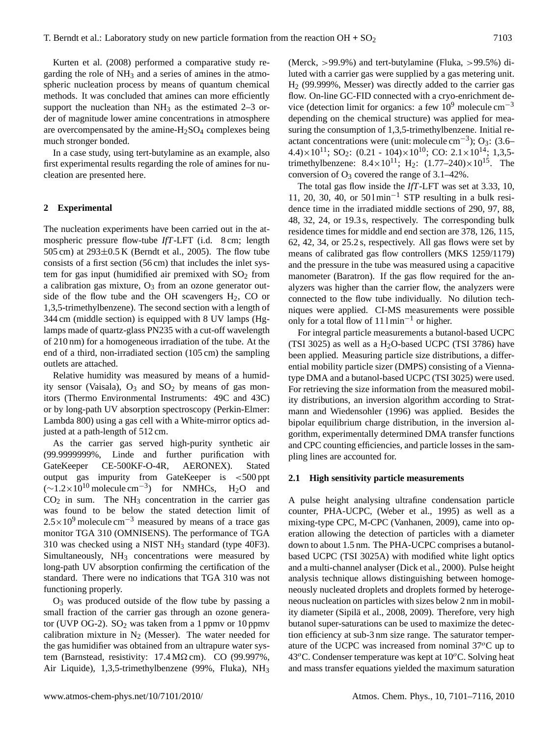Kurten et al. (2008) performed a comparative study regarding the role of $NH_3$ and a series of amines in the atmospheric nucleation process by means of quantum chemical methods. It was concluded that amines can more efficiently support the nucleation than $NH_3$ as the estimated 2–3 order of magnitude lower amine concentrations in atmosphere are overcompensated by the amine-$H_2SO_4$ complexes being much stronger bonded.

In a case study, using tert-butylamine as an example, also first experimental results regarding the role of amines for nucleation are presented here.

## 2 Experimental

The nucleation experiments have been carried out in the atmospheric pressure flow-tube *IfT*-LFT (i.d. 8 cm; length 505 cm) at 293±0.5 K (Berndt et al., 2005). The flow tube consists of a first section (56 cm) that includes the inlet system for gas input (humidified air premixed with $SO_2$ from a calibration gas mixture, $O_3$ from an ozone generator outside of the flow tube and the OH scavengers $H_2$, CO or 1,3,5-trimethylbenzene). The second section with a length of 344 cm (middle section) is equipped with 8 UV lamps (Hg-lamps made of quartz-glass PN235 with a cut-off wavelength of 210 nm) for a homogeneous irradiation of the tube. At the end of a third, non-irradiated section (105 cm) the sampling outlets are attached.

Relative humidity was measured by means of a humidity sensor (Vaisala), $O_3$ and $SO_2$ by means of gas monitors (Thermo Environmental Instruments: 49C and 43C) or by long-path UV absorption spectroscopy (Perkin-Elmer: Lambda 800) using a gas cell with a White-mirror optics adjusted at a path-length of 512 cm.

As the carrier gas served high-purity synthetic air (99.9999999%, Linde and further purification with GateKeeper CE-500KF-O-4R, AERONEX). Stated output gas impurity from GateKeeper is <500 ppt ($\sim 1.2\times10^{10}$ molecule cm$^{-3}$) for NMHCs, $H_2O$ and $CO_2$ in sum. The $NH_3$ concentration in the carrier gas was found to be below the stated detection limit of $2.5\times10^{9}$ molecule cm$^{-3}$ measured by means of a trace gas monitor TGA 310 (OMNISENS). The performance of TGA 310 was checked using a NIST $NH_3$ standard (type 40F3). Simultaneously, $NH_3$ concentrations were measured by long-path UV absorption confirming the certification of the standard. There were no indications that TGA 310 was not functioning properly.

$O_3$ was produced outside of the flow tube by passing a small fraction of the carrier gas through an ozone generator (UVP OG-2). $SO_2$ was taken from a 1 ppmv or 10 ppmv calibration mixture in $N_2$ (Messer). The water needed for the gas humidifier was obtained from an ultrapure water system (Barnstead, resistivity: 17.4 MΩ cm). CO (99.997%, Air Liquide), 1,3,5-trimethylbenzene (99%, Fluka), $NH_3$ (Merck, >99.9%) and tert-butylamine (Fluka, >99.5%) diluted with a carrier gas were supplied by a gas metering unit. $H_2$ (99.999%, Messer) was directly added to the carrier gas flow. On-line GC-FID connected with a cryo-enrichment device (detection limit for organics: a few $10^9$ molecule cm$^{-3}$ depending on the chemical structure) was applied for measuring the consumption of 1,3,5-trimethylbenzene. Initial reactant concentrations were (unit: molecule cm$^{-3}$); $O_3$: (3.6–4.4)$\times10^{11}$; $SO_2$: (0.21 - 104)$\times10^{10}$; CO: $2.1\times10^{14}$; 1,3,5-trimethylbenzene: $8.4\times10^{11}$; $H_2$: (1.77–240)$\times10^{15}$. The conversion of $O_3$ covered the range of 3.1–42%.

The total gas flow inside the *IfT*-LFT was set at 3.33, 10, 11, 20, 30, 40, or 50 l min$^{-1}$ STP resulting in a bulk residence time in the irradiated middle sections of 290, 97, 88, 48, 32, 24, or 19.3 s, respectively. The corresponding bulk residence times for middle and end section are 378, 126, 115, 62, 42, 34, or 25.2 s, respectively. All gas flows were set by means of calibrated gas flow controllers (MKS 1259/1179) and the pressure in the tube was measured using a capacitive manometer (Baratron). If the gas flow required for the analyzers was higher than the carrier flow, the analyzers were connected to the flow tube individually. No dilution techniques were applied. CI-MS measurements were possible only for a total flow of 11 l min$^{-1}$ or higher.

For integral particle measurements a butanol-based UCPC (TSI 3025) as well as a $H_2O$-based UCPC (TSI 3786) have been applied. Measuring particle size distributions, a differential mobility particle sizer (DMPS) consisting of a Vienna-type DMA and a butanol-based UCPC (TSI 3025) were used. For retrieving the size information from the measured mobility distributions, an inversion algorithm according to Stratmann and Wiedensohler (1996) was applied. Besides the bipolar equilibrium charge distribution, in the inversion algorithm, experimentally determined DMA transfer functions and CPC counting efficiencies, and particle losses in the sampling lines are accounted for.

### 2.1 High sensitivity particle measurements

A pulse height analysing ultrafine condensation particle counter, PHA-UCPC, (Weber et al., 1995) as well as a mixing-type CPC, M-CPC (Vanhanen, 2009), came into operation allowing the detection of particles with a diameter down to about 1.5 nm. The PHA-UCPC comprises a butanol-based UCPC (TSI 3025A) with modified white light optics and a multi-channel analyser (Dick et al., 2000). Pulse height analysis technique allows distinguishing between homogeneously nucleated droplets and droplets formed by heterogeneous nucleation on particles with sizes below 2 nm in mobility diameter (Sipilä et al., 2008, 2009). Therefore, very high butanol super-saturations can be used to maximize the detection efficiency at sub-3 nm size range. The saturator temperature of the UCPC was increased from nominal 37$^o$C up to 43$^o$C. Condenser temperature was kept at 10$^o$C. Solving heat and mass transfer equations yielded the maximum saturation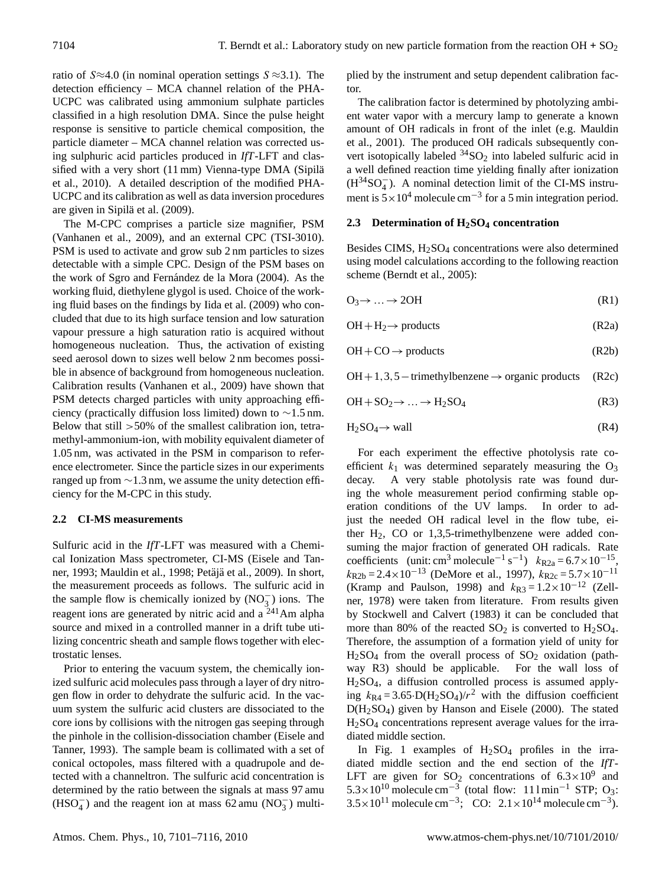ratio of $S \approx 4.0$ (in nominal operation settings $S \approx 3.1$). The detection efficiency – MCA channel relation of the PHA-UCPC was calibrated using ammonium sulphate particles classified in a high resolution DMA. Since the pulse height response is sensitive to particle chemical composition, the particle diameter – MCA channel relation was corrected using sulphuric acid particles produced in *IfT*-LFT and classified with a very short (11 mm) Vienna-type DMA (Sipilä et al., 2010). A detailed description of the modified PHA-UCPC and its calibration as well as data inversion procedures are given in Sipilä et al. (2009).

The M-CPC comprises a particle size magnifier, PSM (Vanhanen et al., 2009), and an external CPC (TSI-3010). PSM is used to activate and grow sub 2 nm particles to sizes detectable with a simple CPC. Design of the PSM bases on the work of Sgro and Fernández de la Mora (2004). As the working fluid, diethylene glygol is used. Choice of the working fluid bases on the findings by Iida et al. (2009) who concluded that due to its high surface tension and low saturation vapour pressure a high saturation ratio is acquired without homogeneous nucleation. Thus, the activation of existing seed aerosol down to sizes well below 2 nm becomes possible in absence of background from homogeneous nucleation. Calibration results (Vanhanen et al., 2009) have shown that PSM detects charged particles with unity approaching efficiency (practically diffusion loss limited) down to $\sim$1.5 nm. Below that still $>$50% of the smallest calibration ion, tetra-methyl-ammonium-ion, with mobility equivalent diameter of 1.05 nm, was activated in the PSM in comparison to reference electrometer. Since the particle sizes in our experiments ranged up from $\sim$1.3 nm, we assume the unity detection efficiency for the M-CPC in this study.

### 2.2 CI-MS measurements

Sulfuric acid in the *IfT*-LFT was measured with a Chemical Ionization Mass spectrometer, CI-MS (Eisele and Tanner, 1993; Mauldin et al., 1998; Petäjä et al., 2009). In short, the measurement proceeds as follows. The sulfuric acid in the sample flow is chemically ionized by ($NO_3^-$) ions. The reagent ions are generated by nitric acid and a $^{241}$Am alpha source and mixed in a controlled manner in a drift tube utilizing concentric sheath and sample flows together with electrostatic lenses.

Prior to entering the vacuum system, the chemically ionized sulfuric acid molecules pass through a layer of dry nitrogen flow in order to dehydrate the sulfuric acid. In the vacuum system the sulfuric acid clusters are dissociated to the core ions by collisions with the nitrogen gas seeping through the pinhole in the collision-dissociation chamber (Eisele and Tanner, 1993). The sample beam is collimated with a set of conical octopoles, mass filtered with a quadrupole and detected with a channeltron. The sulfuric acid concentration is determined by the ratio between the signals at mass 97 amu ($HSO_4^-$) and the reagent ion at mass 62 amu ($NO_3^-$) multiplied by the instrument and setup dependent calibration factor.

The calibration factor is determined by photolyzing ambient water vapor with a mercury lamp to generate a known amount of OH radicals in front of the inlet (e.g. Mauldin et al., 2001). The produced OH radicals subsequently convert isotopically labeled $^{34}SO_2$ into labeled sulfuric acid in a well defined reaction time yielding finally after ionization ($H^{34}SO_4^-$). A nominal detection limit of the CI-MS instrument is $5\times10^4$ molecule cm$^{-3}$ for a 5 min integration period.

### 2.3 Determination of $H_2SO_4$ concentration

Besides CIMS, $H_2SO_4$ concentrations were also determined using model calculations according to the following reaction scheme (Berndt et al., 2005):

$$O_3 \rightarrow \ldots \rightarrow 2OH \quad \text{(R1)}$$

$$OH + H_2 \rightarrow \text{products} \quad \text{(R2a)}$$

$$OH + CO \rightarrow \text{products} \quad \text{(R2b)}$$

$$OH + 1,3,5-\text{trimethylbenzene} \rightarrow \text{organic products} \quad \text{(R2c)}$$

$$OH + SO_2 \rightarrow \ldots \rightarrow H_2SO_4 \quad \text{(R3)}$$

$$H_2SO_4 \rightarrow \text{wall} \quad \text{(R4)}$$

For each experiment the effective photolysis rate coefficient $k_1$ was determined separately measuring the $O_3$ decay. A very stable photolysis rate was found during the whole measurement period confirming stable operation conditions of the UV lamps. In order to adjust the needed OH radical level in the flow tube, either $H_2$, CO or 1,3,5-trimethylbenzene were added consuming the major fraction of generated OH radicals. Rate coefficients (unit: cm$^3$ molecule$^{-1}$ s$^{-1}$) $k_{R2a} = 6.7\times10^{-15}$, $k_{R2b} = 2.4\times10^{-13}$ (DeMore et al., 1997), $k_{R2c} = 5.7\times10^{-11}$ (Kramp and Paulson, 1998) and $k_{R3} = 1.2\times10^{-12}$ (Zellner, 1978) were taken from literature. From results given by Stockwell and Calvert (1983) it can be concluded that more than 80% of the reacted $SO_2$ is converted to $H_2SO_4$. Therefore, the assumption of a formation yield of unity for $H_2SO_4$ from the overall process of $SO_2$ oxidation (pathway R3) should be applicable. For the wall loss of $H_2SO_4$, a diffusion controlled process is assumed applying $k_{R4} = 3.65 \cdot D(H_2SO_4)/r^2$ with the diffusion coefficient $D(H_2SO_4)$ given by Hanson and Eisele (2000). The stated $H_2SO_4$ concentrations represent average values for the irradiated middle section.

In Fig. 1 examples of $H_2SO_4$ profiles in the irradiated middle section and the end section of the *IfT*-LFT are given for $SO_2$ concentrations of $6.3\times10^9$ and $5.3\times10^{10}$ molecule cm$^{-3}$ (total flow: 11 l min$^{-1}$ STP; $O_3$: $3.5\times10^{11}$ molecule cm$^{-3}$; CO: $2.1\times10^{14}$ molecule cm$^{-3}$).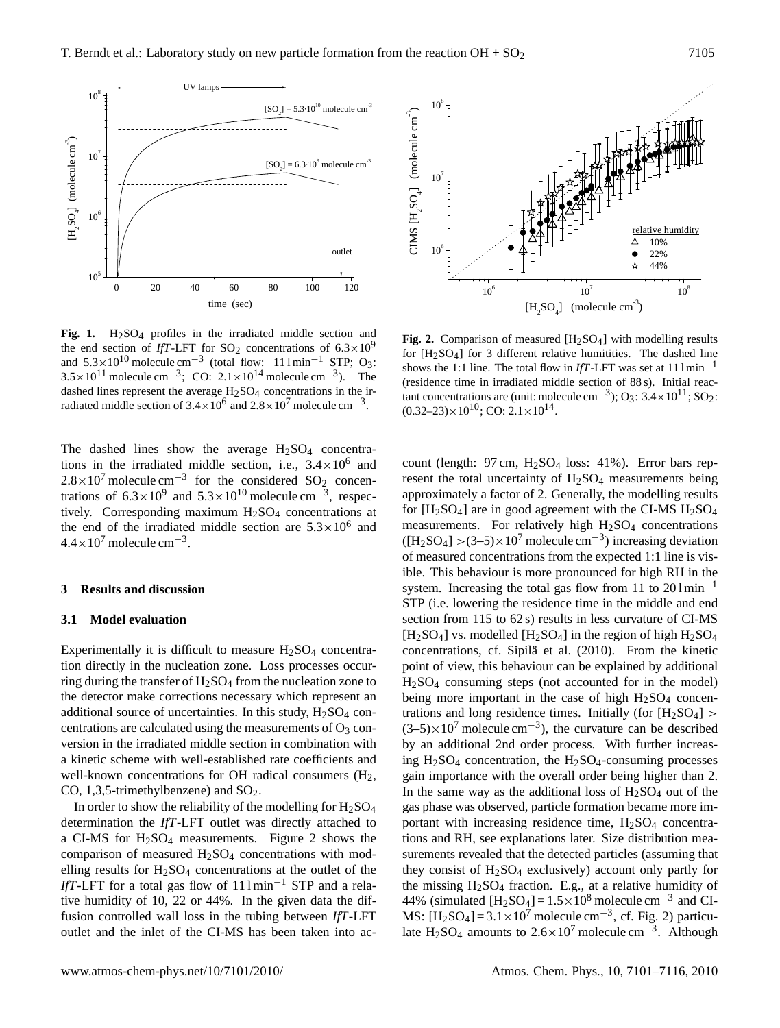**Fig. 1.** $H_2SO_4$ profiles in the irradiated middle section and the end section of *IfT*-LFT for $SO_2$ concentrations of $6.3\times10^9$ and $5.3\times10^{10}$ molecule $cm^{-3}$ (total flow: 11 l $min^{-1}$ STP; $O_3$: $3.5\times10^{11}$ molecule $cm^{-3}$; CO: $2.1\times10^{14}$ molecule $cm^{-3}$). The dashed lines represent the average $H_2SO_4$ concentrations in the irradiated middle section of $3.4\times10^6$ and $2.8\times10^7$ molecule $cm^{-3}$.

**Fig. 2.** Comparison of measured $[H_2SO_4]$ with modelling results for $[H_2SO_4]$ for 3 different relative humitities. The dashed line shows the 1:1 line. The total flow in *IfT*-LFT was set at 11 l $min^{-1}$ (residence time in irradiated middle section of 88 s). Initial reactant concentrations are (unit: molecule $cm^{-3}$); $O_3$: $3.4\times10^{11}$; $SO_2$: $(0.32–23)\times10^{10}$; CO: $2.1\times10^{14}$.

The dashed lines show the average $H_2SO_4$ concentrations in the irradiated middle section, i.e., $3.4\times10^6$ and $2.8\times10^7$ molecule $cm^{-3}$ for the considered $SO_2$ concentrations of $6.3\times10^9$ and $5.3\times10^{10}$ molecule $cm^{-3}$, respectively. Corresponding maximum $H_2SO_4$ concentrations at the end of the irradiated middle section are $5.3\times10^6$ and $4.4\times10^7$ molecule $cm^{-3}$.

## 3 Results and discussion

### 3.1 Model evaluation

Experimentally it is difficult to measure $H_2SO_4$ concentration directly in the nucleation zone. Loss processes occurring during the transfer of $H_2SO_4$ from the nucleation zone to the detector make corrections necessary which represent an additional source of uncertainties. In this study, $H_2SO_4$ concentrations are calculated using the measurements of $O_3$ conversion in the irradiated middle section in combination with a kinetic scheme with well-established rate coefficients and well-known concentrations for OH radical consumers ($H_2$, CO, 1,3,5-trimethylbenzene) and $SO_2$.

In order to show the reliability of the modelling for $H_2SO_4$ determination the *IfT*-LFT outlet was directly attached to a CI-MS for $H_2SO_4$ measurements. Figure 2 shows the comparison of measured $H_2SO_4$ concentrations with modelling results for $H_2SO_4$ concentrations at the outlet of the *IfT*-LFT for a total gas flow of 11 l $min^{-1}$ STP and a relative humidity of 10, 22 or 44%. In the given data the diffusion controlled wall loss in the tubing between *IfT*-LFT outlet and the inlet of the CI-MS has been taken into account (length: 97 cm, $H_2SO_4$ loss: 41%). Error bars represent the total uncertainty of $H_2SO_4$ measurements being approximately a factor of 2. Generally, the modelling results for $[H_2SO_4]$ are in good agreement with the CI-MS $H_2SO_4$ measurements. For relatively high $H_2SO_4$ concentrations ($[H_2SO_4] > (3–5)\times10^7$ molecule $cm^{-3}$) increasing deviation of measured concentrations from the expected 1:1 line is visible. This behaviour is more pronounced for high RH in the system. Increasing the total gas flow from 11 to 20 l $min^{-1}$ STP (i.e. lowering the residence time in the middle and end section from 115 to 62 s) results in less curvature of CI-MS $[H_2SO_4]$ vs. modelled $[H_2SO_4]$ in the region of high $H_2SO_4$ concentrations, cf. Sipilä et al. (2010). From the kinetic point of view, this behaviour can be explained by additional $H_2SO_4$ consuming steps (not accounted for in the model) being more important in the case of high $H_2SO_4$ concentrations and long residence times. Initially (for $[H_2SO_4] > (3–5)\times10^7$ molecule $cm^{-3}$), the curvature can be described by an additional 2nd order process. With further increasing $H_2SO_4$ concentration, the $H_2SO_4$-consuming processes gain importance with the overall order being higher than 2. In the same way as the additional loss of $H_2SO_4$ out of the gas phase was observed, particle formation became more important with increasing residence time, $H_2SO_4$ concentrations and RH, see explanations later. Size distribution measurements revealed that the detected particles (assuming that they consist of $H_2SO_4$ exclusively) account only partly for the missing $H_2SO_4$ fraction. E.g., at a relative humidity of 44% (simulated $[H_2SO_4] = 1.5\times10^8$ molecule $cm^{-3}$ and CI-MS: $[H_2SO_4] = 3.1\times10^7$ molecule $cm^{-3}$, cf. Fig. 2) particulate $H_2SO_4$ amounts to $2.6\times10^7$ molecule $cm^{-3}$. Although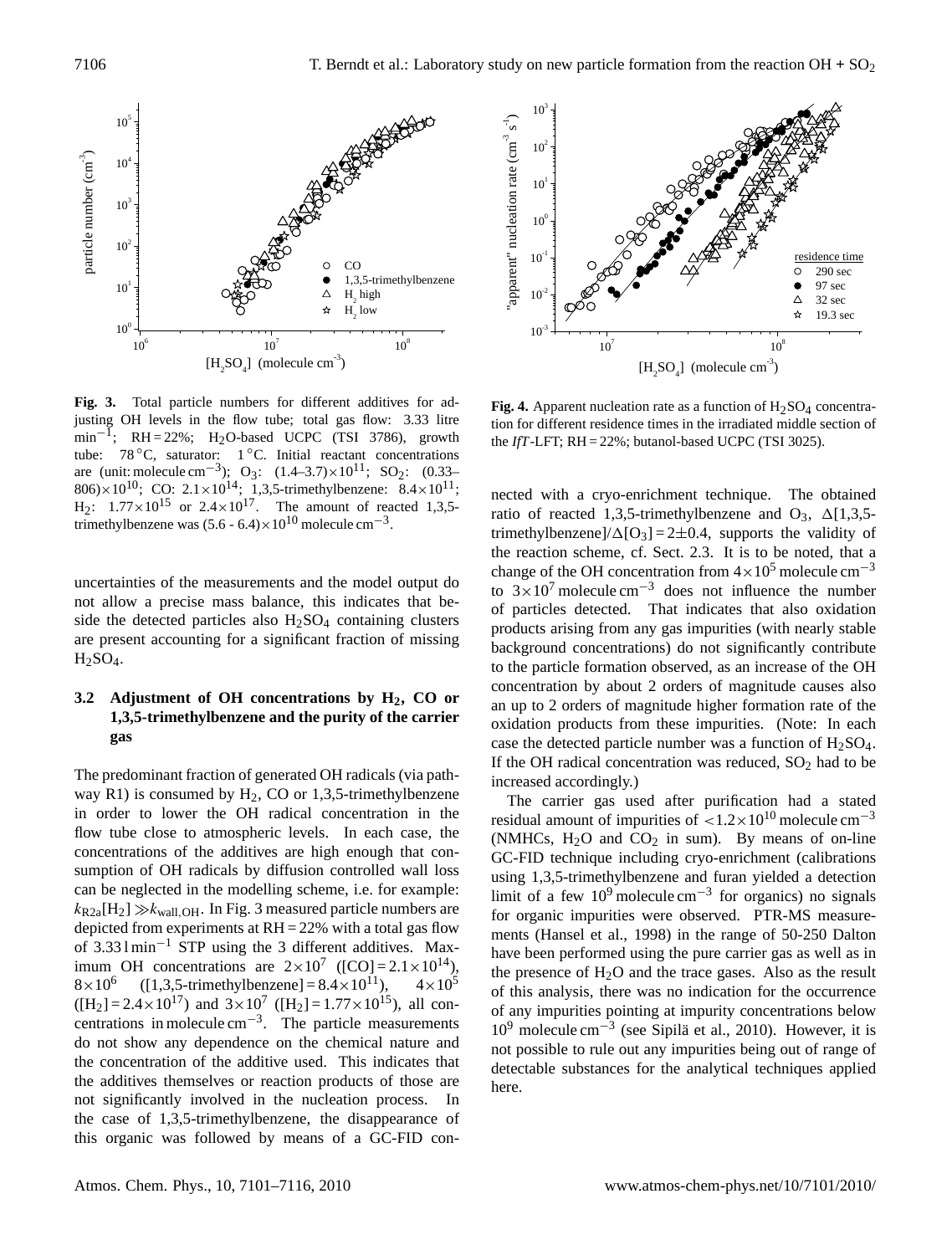**Fig. 3.** Total particle numbers for different additives for adjusting OH levels in the flow tube; total gas flow: 3.33 litre $\min^{-1}$; RH = 22%; $H_2O$-based UCPC (TSI 3786), growth tube: 78 °C, saturator: 1 °C. Initial reactant concentrations are (unit: molecule $cm^{-3}$); $O_3$: $(1.4–3.7)\times10^{11}$; $SO_2$: (0.33–806)$\times10^{10}$; CO: $2.1\times10^{14}$; 1,3,5-trimethylbenzene: $8.4\times10^{11}$; $H_2$: $1.77\times10^{15}$ or $2.4\times10^{17}$. The amount of reacted 1,3,5-trimethylbenzene was $(5.6 - 6.4)\times10^{10}$ molecule $cm^{-3}$.

**Fig. 4.** Apparent nucleation rate as a function of $H_2SO_4$ concentration for different residence times in the irradiated middle section of the *IfT*-LFT; RH = 22%; butanol-based UCPC (TSI 3025).

uncertainties of the measurements and the model output do not allow a precise mass balance, this indicates that beside the detected particles also $H_2SO_4$ containing clusters are present accounting for a significant fraction of missing $H_2SO_4$.

### 3.2 Adjustment of OH concentrations by $H_2$, CO or 1,3,5-trimethylbenzene and the purity of the carrier gas

The predominant fraction of generated OH radicals (via pathway R1) is consumed by $H_2$, CO or 1,3,5-trimethylbenzene in order to lower the OH radical concentration in the flow tube close to atmospheric levels. In each case, the concentrations of the additives are high enough that consumption of OH radicals by diffusion controlled wall loss can be neglected in the modelling scheme, i.e. for example: $k_{R2a}[H_2] \gg k_{wall,OH}$. In Fig. 3 measured particle numbers are depicted from experiments at RH = 22% with a total gas flow of 3.33 l $\min^{-1}$ STP using the 3 different additives. Maximum OH concentrations are $2\times10^7$ ([CO] = $2.1\times10^{14}$), $8\times10^6$ ([1,3,5-trimethylbenzene] = $8.4\times10^{11}$), $4\times10^5$ ([$H_2$] = $2.4\times10^{17}$) and $3\times10^7$ ([$H_2$] = $1.77\times10^{15}$), all concentrations in molecule $cm^{-3}$. The particle measurements do not show any dependence on the chemical nature and the concentration of the additive used. This indicates that the additives themselves or reaction products of those are not significantly involved in the nucleation process. In the case of 1,3,5-trimethylbenzene, the disappearance of this organic was followed by means of a GC-FID connected with a cryo-enrichment technique. The obtained ratio of reacted 1,3,5-trimethylbenzene and $O_3$, $\Delta$[1,3,5-trimethylbenzene]/$\Delta[O_3]$ = 2±0.4, supports the validity of the reaction scheme, cf. Sect. 2.3. It is to be noted, that a change of the OH concentration from $4\times10^5$ molecule $cm^{-3}$ to $3\times10^7$ molecule $cm^{-3}$ does not influence the number of particles detected. That indicates that also oxidation products arising from any gas impurities (with nearly stable background concentrations) do not significantly contribute to the particle formation observed, as an increase of the OH concentration by about 2 orders of magnitude causes also an up to 2 orders of magnitude higher formation rate of the oxidation products from these impurities. (Note: In each case the detected particle number was a function of $H_2SO_4$. If the OH radical concentration was reduced, $SO_2$ had to be increased accordingly.)

The carrier gas used after purification had a stated residual amount of impurities of $<1.2\times10^{10}$ molecule $cm^{-3}$ (NMHCs, $H_2O$ and $CO_2$ in sum). By means of on-line GC-FID technique including cryo-enrichment (calibrations using 1,3,5-trimethylbenzene and furan yielded a detection limit of a few $10^9$ molecule $cm^{-3}$ for organics) no signals for organic impurities were observed. PTR-MS measurements (Hansel et al., 1998) in the range of 50-250 Dalton have been performed using the pure carrier gas as well as in the presence of $H_2O$ and the trace gases. Also as the result of this analysis, there was no indication for the occurrence of any impurities pointing at impurity concentrations below $10^9$ molecule $cm^{-3}$ (see Sipilä et al., 2010). However, it is not possible to rule out any impurities being out of range of detectable substances for the analytical techniques applied here.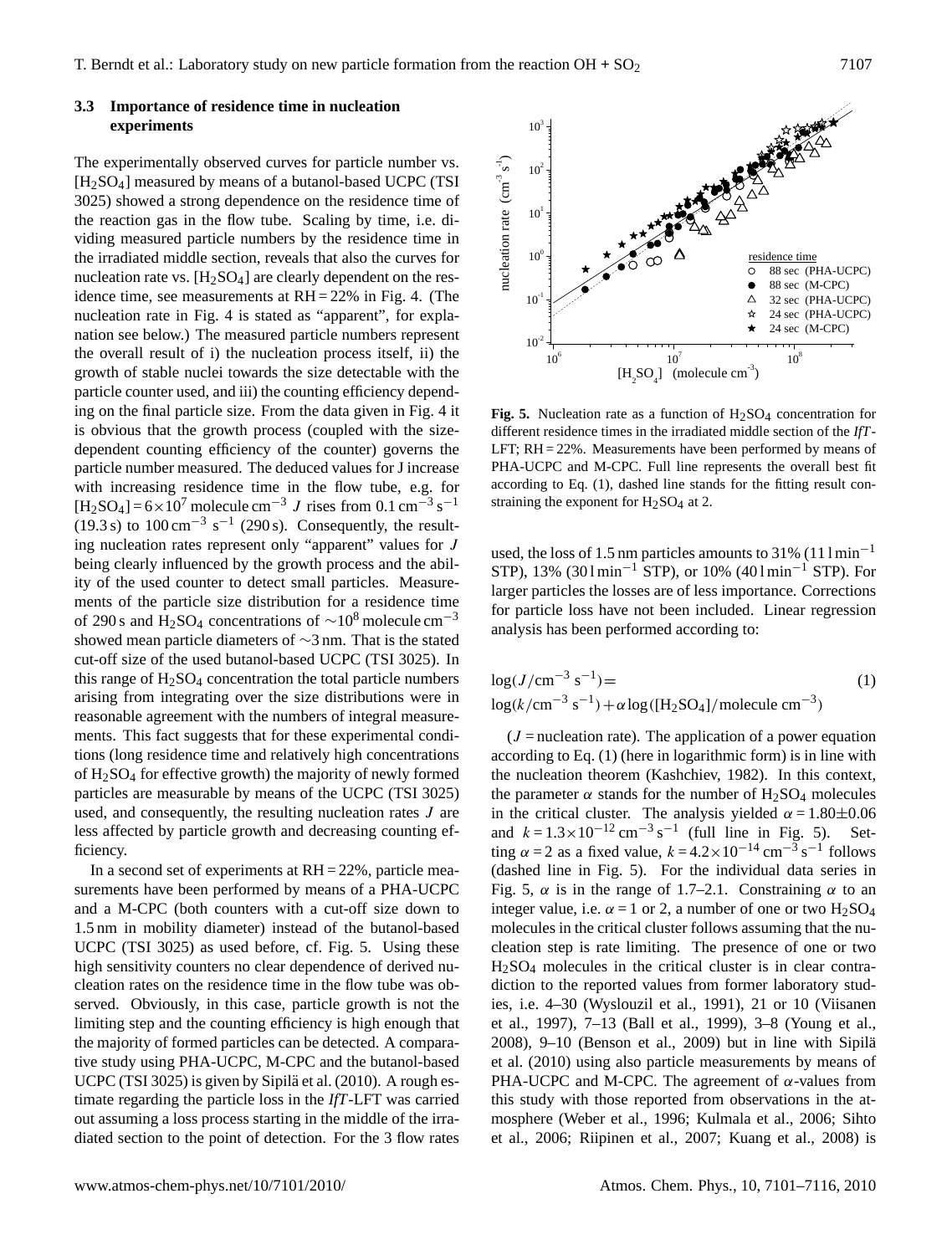### 3.3 Importance of residence time in nucleation experiments

The experimentally observed curves for particle number vs. $[H_2SO_4]$ measured by means of a butanol-based UCPC (TSI 3025) showed a strong dependence on the residence time of the reaction gas in the flow tube. Scaling by time, i.e. dividing measured particle numbers by the residence time in the irradiated middle section, reveals that also the curves for nucleation rate vs. $[H_2SO_4]$ are clearly dependent on the residence time, see measurements at RH = 22% in Fig. 4. (The nucleation rate in Fig. 4 is stated as "apparent", for explanation see below.) The measured particle numbers represent the overall result of i) the nucleation process itself, ii) the growth of stable nuclei towards the size detectable with the particle counter used, and iii) the counting efficiency depending on the final particle size. From the data given in Fig. 4 it is obvious that the growth process (coupled with the size-dependent counting efficiency of the counter) governs the particle number measured. The deduced values for J increase with increasing residence time in the flow tube, e.g. for $[H_2SO_4] = 6\times10^7$ molecule cm$^{-3}$ $J$ rises from 0.1 cm$^{-3}$ s$^{-1}$ (19.3 s) to 100 cm$^{-3}$ s$^{-1}$ (290 s). Consequently, the resulting nucleation rates represent only "apparent" values for $J$ being clearly influenced by the growth process and the ability of the used counter to detect small particles. Measurements of the particle size distribution for a residence time of 290 s and $H_2SO_4$ concentrations of $\sim10^8$ molecule cm$^{-3}$ showed mean particle diameters of $\sim$3 nm. That is the stated cut-off size of the used butanol-based UCPC (TSI 3025). In this range of $H_2SO_4$ concentration the total particle numbers arising from integrating over the size distributions were in reasonable agreement with the numbers of integral measurements. This fact suggests that for these experimental conditions (long residence time and relatively high concentrations of $H_2SO_4$ for effective growth) the majority of newly formed particles are measurable by means of the UCPC (TSI 3025) used, and consequently, the resulting nucleation rates $J$ are less affected by particle growth and decreasing counting efficiency.

In a second set of experiments at RH = 22%, particle measurements have been performed by means of a PHA-UCPC and a M-CPC (both counters with a cut-off size down to 1.5 nm in mobility diameter) instead of the butanol-based UCPC (TSI 3025) as used before, cf. Fig. 5. Using these high sensitivity counters no clear dependence of derived nucleation rates on the residence time in the flow tube was observed. Obviously, in this case, particle growth is not the limiting step and the counting efficiency is high enough that the majority of formed particles can be detected. A comparative study using PHA-UCPC, M-CPC and the butanol-based UCPC (TSI 3025) is given by Sipilä et al. (2010). A rough estimate regarding the particle loss in the *IfT*-LFT was carried out assuming a loss process starting in the middle of the irradiated section to the point of detection. For the 3 flow rates used, the loss of 1.5 nm particles amounts to 31% (11 l min$^{-1}$ STP), 13% (30 l min$^{-1}$ STP), or 10% (40 l min$^{-1}$ STP). For larger particles the losses are of less importance. Corrections for particle loss have not been included. Linear regression analysis has been performed according to:

$$\log(J/\text{cm}^{-3}\,\text{s}^{-1}) = \log(k/\text{cm}^{-3}\,\text{s}^{-1}) + \alpha \log([H_2SO_4]/\text{molecule cm}^{-3}) \quad (1)$$

($J$ = nucleation rate). The application of a power equation according to Eq. (1) (here in logarithmic form) is in line with the nucleation theorem (Kashchiev, 1982). In this context, the parameter $\alpha$ stands for the number of $H_2SO_4$ molecules in the critical cluster. The analysis yielded $\alpha = 1.80\pm0.06$ and $k = 1.3\times10^{-12}$ cm$^{-3}$ s$^{-1}$ (full line in Fig. 5). Setting $\alpha = 2$ as a fixed value, $k = 4.2\times10^{-14}$ cm$^{-3}$ s$^{-1}$ follows (dashed line in Fig. 5). For the individual data series in Fig. 5, $\alpha$ is in the range of 1.7–2.1. Constraining $\alpha$ to an integer value, i.e. $\alpha = 1$ or 2, a number of one or two $H_2SO_4$ molecules in the critical cluster follows assuming that the nucleation step is rate limiting. The presence of one or two $H_2SO_4$ molecules in the critical cluster is in clear contradiction to the reported values from former laboratory studies, i.e. 4–30 (Wyslouzil et al., 1991), 21 or 10 (Viisanen et al., 1997), 7–13 (Ball et al., 1999), 3–8 (Young et al., 2008), 9–10 (Benson et al., 2009) but in line with Sipilä et al. (2010) using also particle measurements by means of PHA-UCPC and M-CPC. The agreement of $\alpha$-values from this study with those reported from observations in the atmosphere (Weber et al., 1996; Kulmala et al., 2006; Sihto et al., 2006; Riipinen et al., 2007; Kuang et al., 2008) is

**Fig. 5.** Nucleation rate as a function of $H_2SO_4$ concentration for different residence times in the irradiated middle section of the *IfT*-LFT; RH = 22%. Measurements have been performed by means of PHA-UCPC and M-CPC. Full line represents the overall best fit according to Eq. (1), dashed line stands for the fitting result constraining the exponent for $H_2SO_4$ at 2.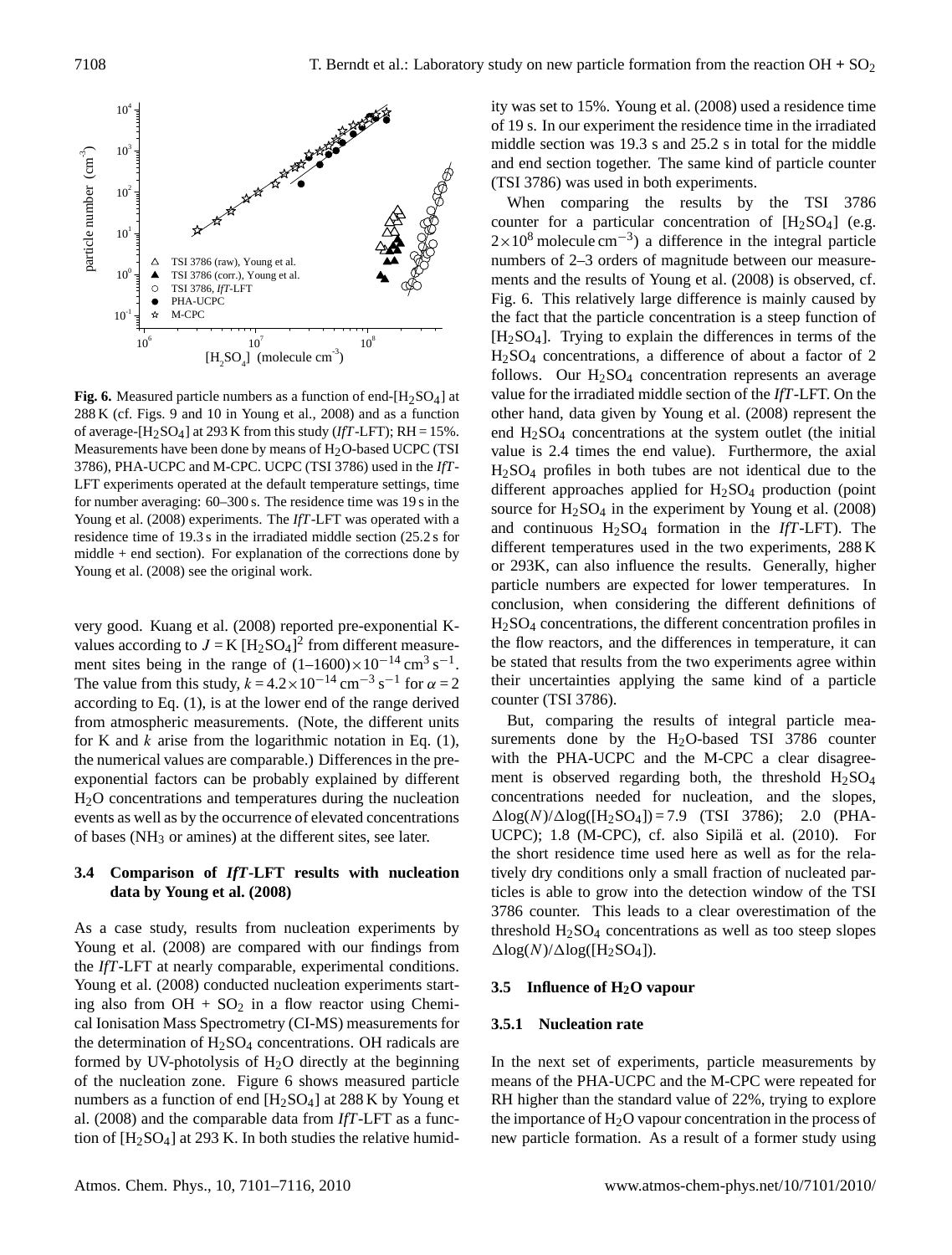**Fig. 6.** Measured particle numbers as a function of end-[$H_2SO_4$] at 288 K (cf. Figs. 9 and 10 in Young et al., 2008) and as a function of average-[$H_2SO_4$] at 293 K from this study (*IfT*-LFT); RH = 15%. Measurements have been done by means of $H_2O$-based UCPC (TSI 3786), PHA-UCPC and M-CPC. UCPC (TSI 3786) used in the *IfT*-LFT experiments operated at the default temperature settings, time for number averaging: 60–300 s. The residence time was 19 s in the Young et al. (2008) experiments. The *IfT*-LFT was operated with a residence time of 19.3 s in the irradiated middle section (25.2 s for middle + end section). For explanation of the corrections done by Young et al. (2008) see the original work.

very good. Kuang et al. (2008) reported pre-exponential K-values according to $J = K\,[H_2SO_4]^2$ from different measurement sites being in the range of $(1–1600)\times10^{-14}$ cm$^3$ s$^{-1}$. The value from this study, $k = 4.2\times10^{-14}$ cm$^{-3}$ s$^{-1}$ for $\alpha = 2$ according to Eq. (1), is at the lower end of the range derived from atmospheric measurements. (Note, the different units for K and $k$ arise from the logarithmic notation in Eq. (1), the numerical values are comparable.) Differences in the pre-exponential factors can be probably explained by different $H_2O$ concentrations and temperatures during the nucleation events as well as by the occurrence of elevated concentrations of bases ($NH_3$ or amines) at the different sites, see later.

### 3.4 Comparison of *IfT*-LFT results with nucleation data by Young et al. (2008)

As a case study, results from nucleation experiments by Young et al. (2008) are compared with our findings from the *IfT*-LFT at nearly comparable, experimental conditions. Young et al. (2008) conducted nucleation experiments starting also from OH + $SO_2$ in a flow reactor using Chemical Ionisation Mass Spectrometry (CI-MS) measurements for the determination of $H_2SO_4$ concentrations. OH radicals are formed by UV-photolysis of $H_2O$ directly at the beginning of the nucleation zone. Figure 6 shows measured particle numbers as a function of end [$H_2SO_4$] at 288 K by Young et al. (2008) and the comparable data from *IfT*-LFT as a function of [$H_2SO_4$] at 293 K. In both studies the relative humidity was set to 15%. Young et al. (2008) used a residence time of 19 s. In our experiment the residence time in the irradiated middle section was 19.3 s and 25.2 s in total for the middle and end section together. The same kind of particle counter (TSI 3786) was used in both experiments.

When comparing the results by the TSI 3786 counter for a particular concentration of [$H_2SO_4$] (e.g. $2\times10^8$ molecule cm$^{-3}$) a difference in the integral particle numbers of 2–3 orders of magnitude between our measurements and the results of Young et al. (2008) is observed, cf. Fig. 6. This relatively large difference is mainly caused by the fact that the particle concentration is a steep function of [$H_2SO_4$]. Trying to explain the differences in terms of the $H_2SO_4$ concentrations, a difference of about a factor of 2 follows. Our $H_2SO_4$ concentration represents an average value for the irradiated middle section of the *IfT*-LFT. On the other hand, data given by Young et al. (2008) represent the end $H_2SO_4$ concentrations at the system outlet (the initial value is 2.4 times the end value). Furthermore, the axial $H_2SO_4$ profiles in both tubes are not identical due to the different approaches applied for $H_2SO_4$ production (point source for $H_2SO_4$ in the experiment by Young et al. (2008) and continuous $H_2SO_4$ formation in the *IfT*-LFT). The different temperatures used in the two experiments, 288 K or 293K, can also influence the results. Generally, higher particle numbers are expected for lower temperatures. In conclusion, when considering the different definitions of $H_2SO_4$ concentrations, the different concentration profiles in the flow reactors, and the differences in temperature, it can be stated that results from the two experiments agree within their uncertainties applying the same kind of a particle counter (TSI 3786).

But, comparing the results of integral particle measurements done by the $H_2O$-based TSI 3786 counter with the PHA-UCPC and the M-CPC a clear disagreement is observed regarding both, the threshold $H_2SO_4$ concentrations needed for nucleation, and the slopes, $\Delta\log(N)/\Delta\log([H_2SO_4]) = 7.9$ (TSI 3786); 2.0 (PHA-UCPC); 1.8 (M-CPC), cf. also Sipilä et al. (2010). For the short residence time used here as well as for the relatively dry conditions only a small fraction of nucleated particles is able to grow into the detection window of the TSI 3786 counter. This leads to a clear overestimation of the threshold $H_2SO_4$ concentrations as well as too steep slopes $\Delta\log(N)/\Delta\log([H_2SO_4])$.

### 3.5 Influence of $H_2O$ vapour

#### 3.5.1 Nucleation rate

In the next set of experiments, particle measurements by means of the PHA-UCPC and the M-CPC were repeated for RH higher than the standard value of 22%, trying to explore the importance of $H_2O$ vapour concentration in the process of new particle formation. As a result of a former study using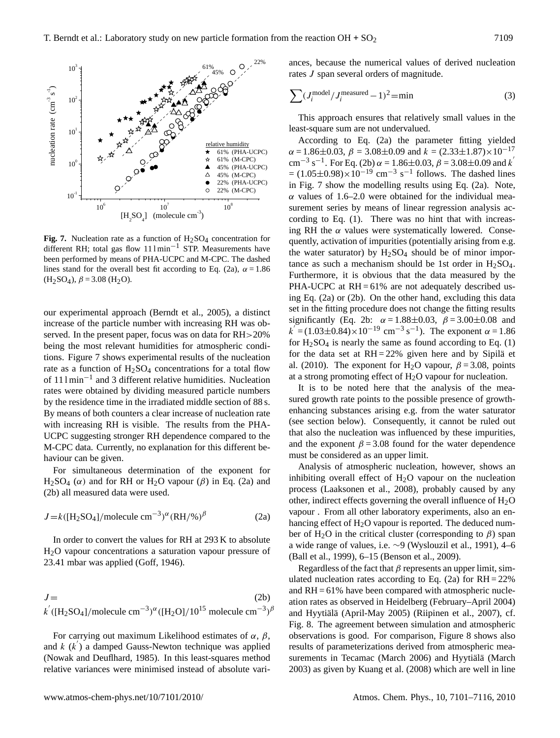**Fig. 7.** Nucleation rate as a function of $H_2SO_4$ concentration for different RH; total gas flow $11\,l\,min^{-1}$ STP. Measurements have been performed by means of PHA-UCPC and M-CPC. The dashed lines stand for the overall best fit according to Eq. (2a), $\alpha = 1.86$ ($H_2SO_4$), $\beta = 3.08$ ($H_2O$).

our experimental approach (Berndt et al., 2005), a distinct increase of the particle number with increasing RH was observed. In the present paper, focus was on data for RH>20% being the most relevant humidities for atmospheric conditions. Figure 7 shows experimental results of the nucleation rate as a function of $H_2SO_4$ concentrations for a total flow of $11\,l\,min^{-1}$ and 3 different relative humidities. Nucleation rates were obtained by dividing measured particle numbers by the residence time in the irradiated middle section of 88 s. By means of both counters a clear increase of nucleation rate with increasing RH is visible. The results from the PHA-UCPC suggesting stronger RH dependence compared to the M-CPC data. Currently, no explanation for this different behaviour can be given.

For simultaneous determination of the exponent for $H_2SO_4$ ($\alpha$) and for RH or $H_2O$ vapour ($\beta$) in Eq. (2a) and (2b) all measured data were used.

$$J = k([H_2SO_4]/\text{molecule cm}^{-3})^{\alpha}(\text{RH}/\%)^{\beta} \tag{2a}$$

In order to convert the values for RH at 293 K to absolute $H_2O$ vapour concentrations a saturation vapour pressure of 23.41 mbar was applied (Goff, 1946).

$$J = k^{'}([H_2SO_4]/\text{molecule cm}^{-3})^{\alpha}([H_2O]/10^{15}\text{ molecule cm}^{-3})^{\beta} \tag{2b}$$

For carrying out maximum Likelihood estimates of $\alpha$, $\beta$, and $k$ ($k^{'}$) a damped Gauss-Newton technique was applied (Nowak and Deuflhard, 1985). In this least-squares method relative variances were minimised instead of absolute variances, because the numerical values of derived nucleation rates $J$ span several orders of magnitude.

$$\sum(J_i^{\text{model}}/J_i^{\text{measured}} - 1)^2 = \min \tag{3}$$

This approach ensures that relatively small values in the least-square sum are not undervalued.

According to Eq. (2a) the parameter fitting yielded $\alpha = 1.86 \pm 0.03$, $\beta = 3.08 \pm 0.09$ and $k = (2.33 \pm 1.87) \times 10^{-17}$ $\text{cm}^{-3}\,\text{s}^{-1}$. For Eq. (2b) $\alpha = 1.86 \pm 0.03$, $\beta = 3.08 \pm 0.09$ and $k^{'} = (1.05 \pm 0.98) \times 10^{-19}$ $\text{cm}^{-3}\,\text{s}^{-1}$ follows. The dashed lines in Fig. 7 show the modelling results using Eq. (2a). Note, $\alpha$ values of 1.6–2.0 were obtained for the individual measurement series by means of linear regression analysis according to Eq. (1). There was no hint that with increasing RH the $\alpha$ values were systematically lowered. Consequently, activation of impurities (potentially arising from e.g. the water saturator) by $H_2SO_4$ should be of minor importance as such a mechanism should be 1st order in $H_2SO_4$. Furthermore, it is obvious that the data measured by the PHA-UCPC at RH = 61% are not adequately described using Eq. (2a) or (2b). On the other hand, excluding this data set in the fitting procedure does not change the fitting results significantly (Eq. 2b: $\alpha = 1.88 \pm 0.03$, $\beta = 3.00 \pm 0.08$ and $k^{'} = (1.03 \pm 0.84) \times 10^{-19}$ $\text{cm}^{-3}\,\text{s}^{-1}$). The exponent $\alpha = 1.86$ for $H_2SO_4$ is nearly the same as found according to Eq. (1) for the data set at RH = 22% given here and by Sipilä et al. (2010). The exponent for $H_2O$ vapour, $\beta = 3.08$, points at a strong promoting effect of $H_2O$ vapour for nucleation.

It is to be noted here that the analysis of the measured growth rate points to the possible presence of growth-enhancing substances arising e.g. from the water saturator (see section below). Consequently, it cannot be ruled out that also the nucleation was influenced by these impurities, and the exponent $\beta = 3.08$ found for the water dependence must be considered as an upper limit.

Analysis of atmospheric nucleation, however, shows an inhibiting overall effect of $H_2O$ vapour on the nucleation process (Laaksonen et al., 2008), probably caused by any other, indirect effects governing the overall influence of $H_2O$ vapour . From all other laboratory experiments, also an enhancing effect of $H_2O$ vapour is reported. The deduced number of $H_2O$ in the critical cluster (corresponding to $\beta$) span a wide range of values, i.e. ~9 (Wyslouzil et al., 1991), 4–6 (Ball et al., 1999), 6–15 (Benson et al., 2009).

Regardless of the fact that $\beta$ represents an upper limit, simulated nucleation rates according to Eq. (2a) for RH = 22% and RH = 61% have been compared with atmospheric nucleation rates as observed in Heidelberg (February–April 2004) and Hyytiälä (April-May 2005) (Riipinen et al., 2007), cf. Fig. 8. The agreement between simulation and atmospheric observations is good. For comparison, Figure 8 shows also results of parameterizations derived from atmospheric measurements in Tecamac (March 2006) and Hyytiälä (March 2003) as given by Kuang et al. (2008) which are well in line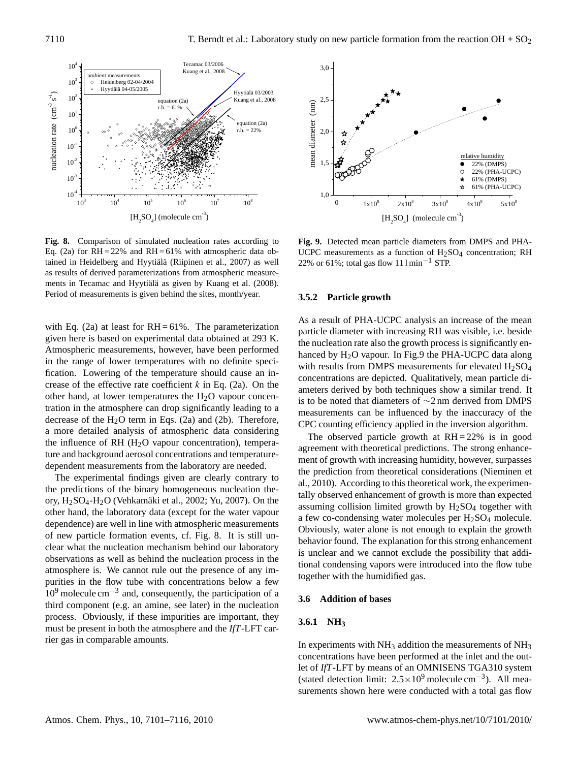**Fig. 8.** Comparison of simulated nucleation rates according to Eq. (2a) for RH = 22% and RH = 61% with atmospheric data obtained in Heidelberg and Hyytiälä (Riipinen et al., 2007) as well as results of derived parameterizations from atmospheric measurements in Tecamac and Hyytiälä as given by Kuang et al. (2008). Period of measurements is given behind the sites, month/year.

with Eq. (2a) at least for RH = 61%. The parameterization given here is based on experimental data obtained at 293 K. Atmospheric measurements, however, have been performed in the range of lower temperatures with no definite specification. Lowering of the temperature should cause an increase of the effective rate coefficient $k$ in Eq. (2a). On the other hand, at lower temperatures the $H_2O$ vapour concentration in the atmosphere can drop significantly leading to a decrease of the $H_2O$ term in Eqs. (2a) and (2b). Therefore, a more detailed analysis of atmospheric data considering the influence of RH ($H_2O$ vapour concentration), temperature and background aerosol concentrations and temperature-dependent measurements from the laboratory are needed.

The experimental findings given are clearly contrary to the predictions of the binary homogeneous nucleation theory, $H_2SO_4$-$H_2O$ (Vehkamäki et al., 2002; Yu, 2007). On the other hand, the laboratory data (except for the water vapour dependence) are well in line with atmospheric measurements of new particle formation events, cf. Fig. 8. It is still unclear what the nucleation mechanism behind our laboratory observations as well as behind the nucleation process in the atmosphere is. We cannot rule out the presence of any impurities in the flow tube with concentrations below a few $10^9$ molecule cm$^{-3}$ and, consequently, the participation of a third component (e.g. an amine, see later) in the nucleation process. Obviously, if these impurities are important, they must be present in both the atmosphere and the *IfT*-LFT carrier gas in comparable amounts.

**Fig. 9.** Detected mean particle diameters from DMPS and PHA-UCPC measurements as a function of $H_2SO_4$ concentration; RH 22% or 61%; total gas flow 11 l min$^{-1}$ STP.

#### 3.5.2 Particle growth

As a result of PHA-UCPC analysis an increase of the mean particle diameter with increasing RH was visible, i.e. beside the nucleation rate also the growth process is significantly enhanced by $H_2O$ vapour. In Fig.9 the PHA-UCPC data along with results from DMPS measurements for elevated $H_2SO_4$ concentrations are depicted. Qualitatively, mean particle diameters derived by both techniques show a similar trend. It is to be noted that diameters of ∼2 nm derived from DMPS measurements can be influenced by the inaccuracy of the CPC counting efficiency applied in the inversion algorithm.

The observed particle growth at RH = 22% is in good agreement with theoretical predictions. The strong enhancement of growth with increasing humidity, however, surpasses the prediction from theoretical considerations (Nieminen et al., 2010). According to this theoretical work, the experimentally observed enhancement of growth is more than expected assuming collision limited growth by $H_2SO_4$ together with a few co-condensing water molecules per $H_2SO_4$ molecule. Obviously, water alone is not enough to explain the growth behavior found. The explanation for this strong enhancement is unclear and we cannot exclude the possibility that additional condensing vapors were introduced into the flow tube together with the humidified gas.

### 3.6 Addition of bases

#### 3.6.1 $NH_3$

In experiments with $NH_3$ addition the measurements of $NH_3$ concentrations have been performed at the inlet and the outlet of *IfT*-LFT by means of an OMNISENS TGA310 system (stated detection limit: $2.5\times10^9$ molecule cm$^{-3}$). All measurements shown here were conducted with a total gas flow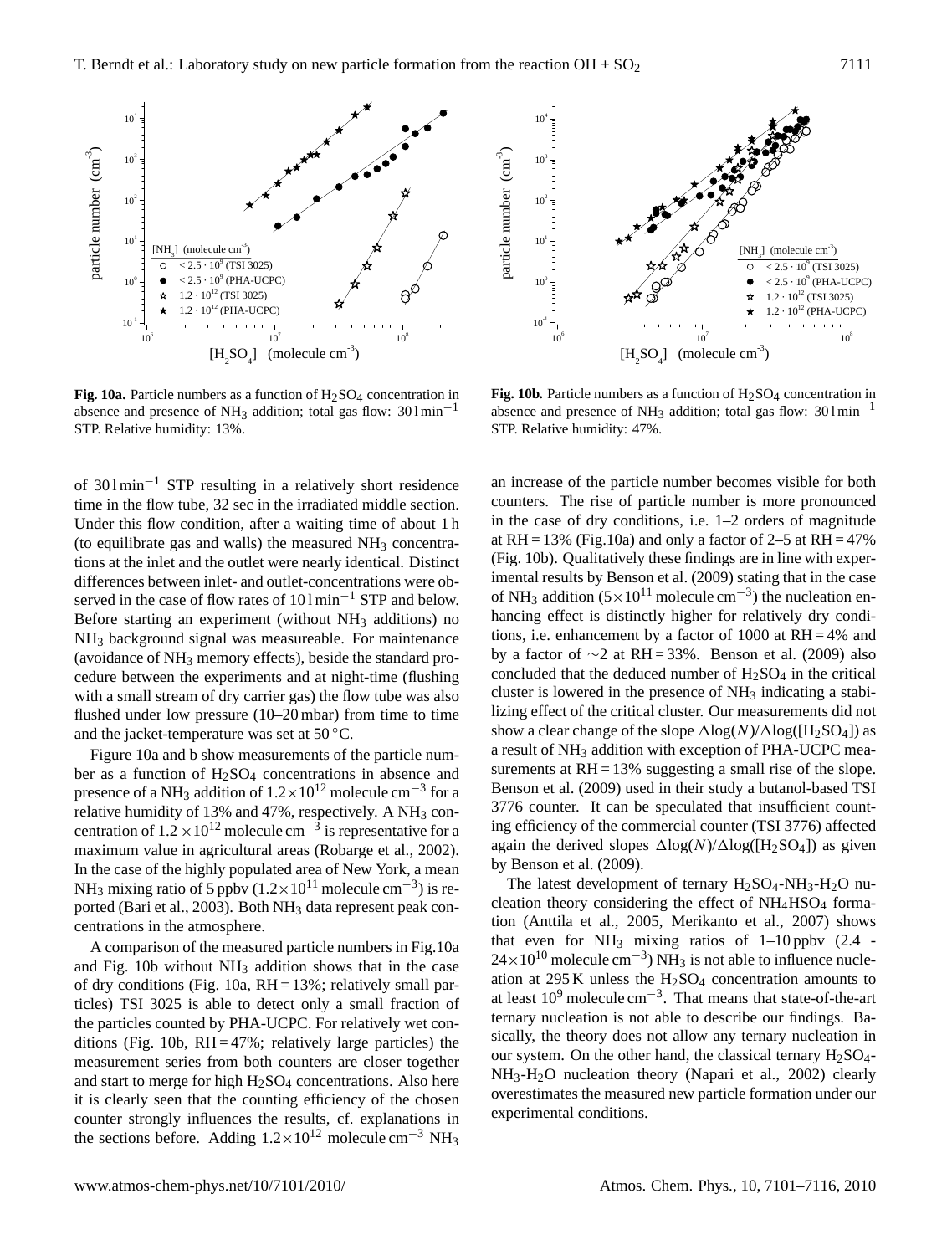**Fig. 10a.** Particle numbers as a function of $H_2SO_4$ concentration in absence and presence of $NH_3$ addition; total gas flow: $30\,\mathrm{l\,min^{-1}}$ STP. Relative humidity: 13%.

**Fig. 10b.** Particle numbers as a function of $H_2SO_4$ concentration in absence and presence of $NH_3$ addition; total gas flow: $30\,\mathrm{l\,min^{-1}}$ STP. Relative humidity: 47%.

of $30\,\mathrm{l\,min^{-1}}$ STP resulting in a relatively short residence time in the flow tube, 32 sec in the irradiated middle section. Under this flow condition, after a waiting time of about 1 h (to equilibrate gas and walls) the measured $NH_3$ concentrations at the inlet and the outlet were nearly identical. Distinct differences between inlet- and outlet-concentrations were observed in the case of flow rates of $10\,\mathrm{l\,min^{-1}}$ STP and below. Before starting an experiment (without $NH_3$ additions) no $NH_3$ background signal was measureable. For maintenance (avoidance of $NH_3$ memory effects), beside the standard procedure between the experiments and at night-time (flushing with a small stream of dry carrier gas) the flow tube was also flushed under low pressure (10–20 mbar) from time to time and the jacket-temperature was set at 50 °C.

Figure 10a and b show measurements of the particle number as a function of $H_2SO_4$ concentrations in absence and presence of a $NH_3$ addition of $1.2\times10^{12}$ molecule $\mathrm{cm^{-3}}$ for a relative humidity of 13% and 47%, respectively. A $NH_3$ concentration of $1.2\times10^{12}$ molecule $\mathrm{cm^{-3}}$ is representative for a maximum value in agricultural areas (Robarge et al., 2002). In the case of the highly populated area of New York, a mean $NH_3$ mixing ratio of 5 ppbv ($1.2\times10^{11}$ molecule $\mathrm{cm^{-3}}$) is reported (Bari et al., 2003). Both $NH_3$ data represent peak concentrations in the atmosphere.

A comparison of the measured particle numbers in Fig.10a and Fig. 10b without $NH_3$ addition shows that in the case of dry conditions (Fig. 10a, RH = 13%; relatively small particles) TSI 3025 is able to detect only a small fraction of the particles counted by PHA-UCPC. For relatively wet conditions (Fig. 10b, RH = 47%; relatively large particles) the measurement series from both counters are closer together and start to merge for high $H_2SO_4$ concentrations. Also here it is clearly seen that the counting efficiency of the chosen counter strongly influences the results, cf. explanations in the sections before. Adding $1.2\times10^{12}$ molecule $\mathrm{cm^{-3}}$ $NH_3$ an increase of the particle number becomes visible for both counters. The rise of particle number is more pronounced in the case of dry conditions, i.e. 1–2 orders of magnitude at RH = 13% (Fig.10a) and only a factor of 2–5 at RH = 47% (Fig. 10b). Qualitatively these findings are in line with experimental results by Benson et al. (2009) stating that in the case of $NH_3$ addition ($5\times10^{11}$ molecule $\mathrm{cm^{-3}}$) the nucleation enhancing effect is distinctly higher for relatively dry conditions, i.e. enhancement by a factor of 1000 at RH = 4% and by a factor of ∼2 at RH = 33%. Benson et al. (2009) also concluded that the deduced number of $H_2SO_4$ in the critical cluster is lowered in the presence of $NH_3$ indicating a stabilizing effect of the critical cluster. Our measurements did not show a clear change of the slope $\Delta\log(N)/\Delta\log([H_2SO_4])$ as a result of $NH_3$ addition with exception of PHA-UCPC measurements at RH = 13% suggesting a small rise of the slope. Benson et al. (2009) used in their study a butanol-based TSI 3776 counter. It can be speculated that insufficient counting efficiency of the commercial counter (TSI 3776) affected again the derived slopes $\Delta\log(N)/\Delta\log([H_2SO_4])$ as given by Benson et al. (2009).

The latest development of ternary $H_2SO_4$-$NH_3$-$H_2O$ nucleation theory considering the effect of $NH_4HSO_4$ formation (Anttila et al., 2005, Merikanto et al., 2007) shows that even for $NH_3$ mixing ratios of 1–10 ppbv (2.4 - $24\times10^{10}$ molecule $\mathrm{cm^{-3}}$) $NH_3$ is not able to influence nucleation at 295 K unless the $H_2SO_4$ concentration amounts to at least $10^9$ molecule $\mathrm{cm^{-3}}$. That means that state-of-the-art ternary nucleation is not able to describe our findings. Basically, the theory does not allow any ternary nucleation in our system. On the other hand, the classical ternary $H_2SO_4$-$NH_3$-$H_2O$ nucleation theory (Napari et al., 2002) clearly overestimates the measured new particle formation under our experimental conditions.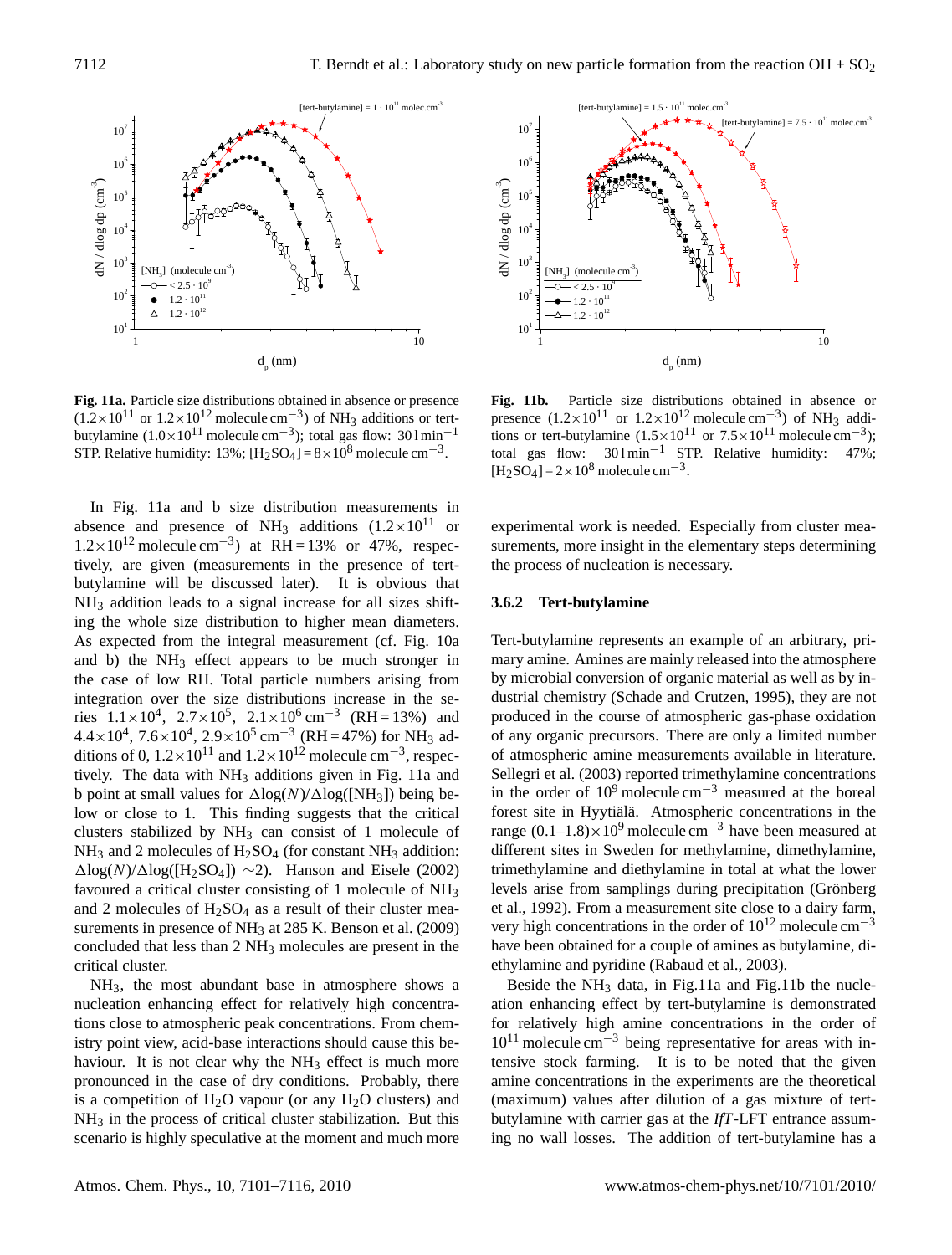**Fig. 11a.** Particle size distributions obtained in absence or presence ($1.2\times10^{11}$ or $1.2\times10^{12}$ molecule cm$^{-3}$) of $NH_3$ additions or tert-butylamine ($1.0\times10^{11}$ molecule cm$^{-3}$); total gas flow: 30 l min$^{-1}$ STP. Relative humidity: 13%; $[H_2SO_4]=8\times10^8$ molecule cm$^{-3}$.

**Fig. 11b.** Particle size distributions obtained in absence or presence ($1.2\times10^{11}$ or $1.2\times10^{12}$ molecule cm$^{-3}$) of $NH_3$ additions or tert-butylamine ($1.5\times10^{11}$ or $7.5\times10^{11}$ molecule cm$^{-3}$); total gas flow: 30 l min$^{-1}$ STP. Relative humidity: 47%; $[H_2SO_4]=2\times10^8$ molecule cm$^{-3}$.

In Fig. 11a and b size distribution measurements in absence and presence of $NH_3$ additions ($1.2\times10^{11}$ or $1.2\times10^{12}$ molecule cm$^{-3}$) at RH = 13% or 47%, respectively, are given (measurements in the presence of tert-butylamine will be discussed later). It is obvious that $NH_3$ addition leads to a signal increase for all sizes shifting the whole size distribution to higher mean diameters. As expected from the integral measurement (cf. Fig. 10a and b) the $NH_3$ effect appears to be much stronger in the case of low RH. Total particle numbers arising from integration over the size distributions increase in the series $1.1\times10^4$, $2.7\times10^5$, $2.1\times10^6$ cm$^{-3}$ (RH = 13%) and $4.4\times10^4$, $7.6\times10^4$, $2.9\times10^5$ cm$^{-3}$ (RH = 47%) for $NH_3$ additions of 0, $1.2\times10^{11}$ and $1.2\times10^{12}$ molecule cm$^{-3}$, respectively. The data with $NH_3$ additions given in Fig. 11a and b point at small values for $\Delta\log(N)/\Delta\log([NH_3])$ being below or close to 1. This finding suggests that the critical clusters stabilized by $NH_3$ can consist of 1 molecule of $NH_3$ and 2 molecules of $H_2SO_4$ (for constant $NH_3$ addition: $\Delta\log(N)/\Delta\log([H_2SO_4])\sim2$). Hanson and Eisele (2002) favoured a critical cluster consisting of 1 molecule of $NH_3$ and 2 molecules of $H_2SO_4$ as a result of their cluster measurements in presence of $NH_3$ at 285 K. Benson et al. (2009) concluded that less than 2 $NH_3$ molecules are present in the critical cluster.

$NH_3$, the most abundant base in atmosphere shows a nucleation enhancing effect for relatively high concentrations close to atmospheric peak concentrations. From chemistry point view, acid-base interactions should cause this behaviour. It is not clear why the $NH_3$ effect is much more pronounced in the case of dry conditions. Probably, there is a competition of $H_2O$ vapour (or any $H_2O$ clusters) and $NH_3$ in the process of critical cluster stabilization. But this scenario is highly speculative at the moment and much more experimental work is needed. Especially from cluster measurements, more insight in the elementary steps determining the process of nucleation is necessary.

### 3.6.2 Tert-butylamine

Tert-butylamine represents an example of an arbitrary, primary amine. Amines are mainly released into the atmosphere by microbial conversion of organic material as well as by industrial chemistry (Schade and Crutzen, 1995), they are not produced in the course of atmospheric gas-phase oxidation of any organic precursors. There are only a limited number of atmospheric amine measurements available in literature. Sellegri et al. (2003) reported trimethylamine concentrations in the order of $10^9$ molecule cm$^{-3}$ measured at the boreal forest site in Hyytiälä. Atmospheric concentrations in the range $(0.1–1.8)\times10^9$ molecule cm$^{-3}$ have been measured at different sites in Sweden for methylamine, dimethylamine, trimethylamine and diethylamine in total at what the lower levels arise from samplings during precipitation (Grönberg et al., 1992). From a measurement site close to a dairy farm, very high concentrations in the order of $10^{12}$ molecule cm$^{-3}$ have been obtained for a couple of amines as butylamine, diethylamine and pyridine (Rabaud et al., 2003).

Beside the $NH_3$ data, in Fig.11a and Fig.11b the nucleation enhancing effect by tert-butylamine is demonstrated for relatively high amine concentrations in the order of $10^{11}$ molecule cm$^{-3}$ being representative for areas with intensive stock farming. It is to be noted that the given amine concentrations in the experiments are the theoretical (maximum) values after dilution of a gas mixture of tert-butylamine with carrier gas at the *IfT*-LFT entrance assuming no wall losses. The addition of tert-butylamine has a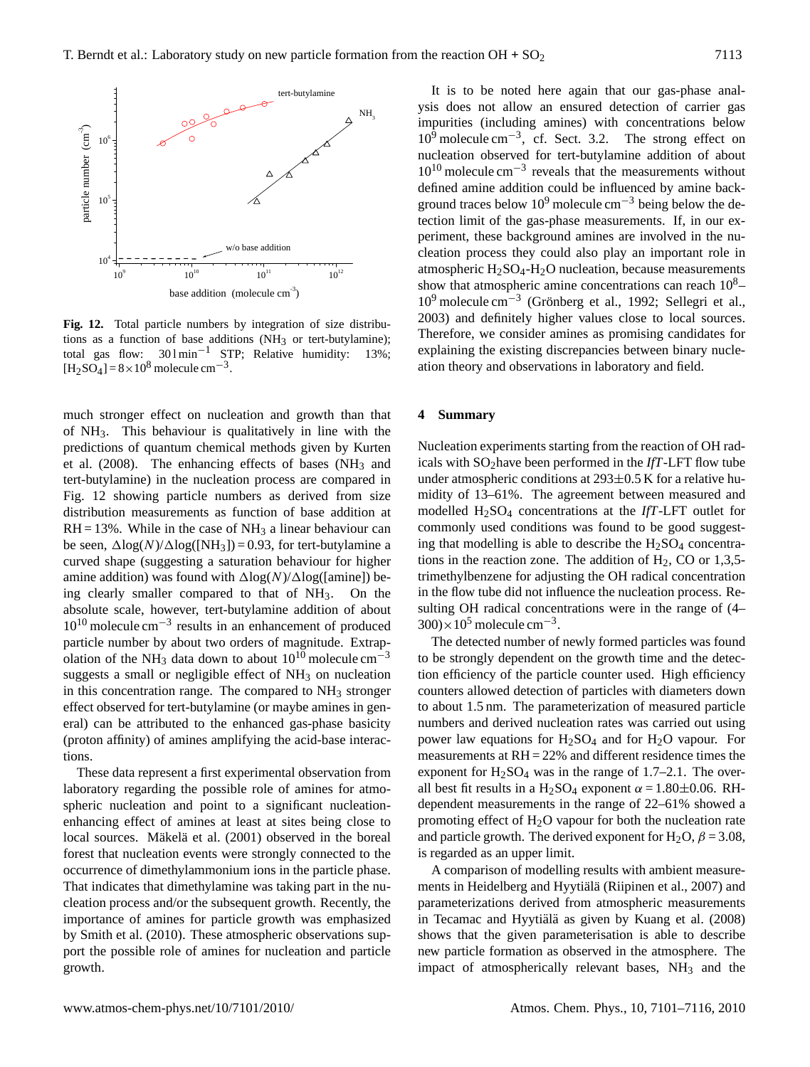**Fig. 12.** Total particle numbers by integration of size distributions as a function of base additions ($NH_3$ or tert-butylamine); total gas flow: $30\,\mathrm{l\,min^{-1}}$ STP; Relative humidity: 13%; $[H_2SO_4] = 8\times10^8$ molecule cm$^{-3}$.

much stronger effect on nucleation and growth than that of $NH_3$. This behaviour is qualitatively in line with the predictions of quantum chemical methods given by Kurten et al. (2008). The enhancing effects of bases ($NH_3$ and tert-butylamine) in the nucleation process are compared in Fig. 12 showing particle numbers as derived from size distribution measurements as function of base addition at RH = 13%. While in the case of $NH_3$ a linear behaviour can be seen, $\Delta\log(N)/\Delta\log([NH_3]) = 0.93$, for tert-butylamine a curved shape (suggesting a saturation behaviour for higher amine addition) was found with $\Delta\log(N)/\Delta\log([\mathrm{amine}])$ being clearly smaller compared to that of $NH_3$. On the absolute scale, however, tert-butylamine addition of about $10^{10}$ molecule cm$^{-3}$ results in an enhancement of produced particle number by about two orders of magnitude. Extrapolation of the $NH_3$ data down to about $10^{10}$ molecule cm$^{-3}$ suggests a small or negligible effect of $NH_3$ on nucleation in this concentration range. The compared to $NH_3$ stronger effect observed for tert-butylamine (or maybe amines in general) can be attributed to the enhanced gas-phase basicity (proton affinity) of amines amplifying the acid-base interactions.

These data represent a first experimental observation from laboratory regarding the possible role of amines for atmospheric nucleation and point to a significant nucleation-enhancing effect of amines at least at sites being close to local sources. Mäkelä et al. (2001) observed in the boreal forest that nucleation events were strongly connected to the occurrence of dimethylammonium ions in the particle phase. That indicates that dimethylamine was taking part in the nucleation process and/or the subsequent growth. Recently, the importance of amines for particle growth was emphasized by Smith et al. (2010). These atmospheric observations support the possible role of amines for nucleation and particle growth.

It is to be noted here again that our gas-phase analysis does not allow an ensured detection of carrier gas impurities (including amines) with concentrations below $10^9$ molecule cm$^{-3}$, cf. Sect. 3.2. The strong effect on nucleation observed for tert-butylamine addition of about $10^{10}$ molecule cm$^{-3}$ reveals that the measurements without defined amine addition could be influenced by amine background traces below $10^9$ molecule cm$^{-3}$ being below the detection limit of the gas-phase measurements. If, in our experiment, these background amines are involved in the nucleation process they could also play an important role in atmospheric $H_2SO_4$-$H_2O$ nucleation, because measurements show that atmospheric amine concentrations can reach $10^8$–$10^9$ molecule cm$^{-3}$ (Grönberg et al., 1992; Sellegri et al., 2003) and definitely higher values close to local sources. Therefore, we consider amines as promising candidates for explaining the existing discrepancies between binary nucleation theory and observations in laboratory and field.

## 4 Summary

Nucleation experiments starting from the reaction of OH radicals with $SO_2$ have been performed in the *IfT*-LFT flow tube under atmospheric conditions at $293\pm0.5$ K for a relative humidity of 13–61%. The agreement between measured and modelled $H_2SO_4$ concentrations at the *IfT*-LFT outlet for commonly used conditions was found to be good suggesting that modelling is able to describe the $H_2SO_4$ concentrations in the reaction zone. The addition of $H_2$, CO or 1,3,5-trimethylbenzene for adjusting the OH radical concentration in the flow tube did not influence the nucleation process. Resulting OH radical concentrations were in the range of $(4$–$300)\times10^5$ molecule cm$^{-3}$.

The detected number of newly formed particles was found to be strongly dependent on the growth time and the detection efficiency of the particle counter used. High efficiency counters allowed detection of particles with diameters down to about 1.5 nm. The parameterization of measured particle numbers and derived nucleation rates was carried out using power law equations for $H_2SO_4$ and for $H_2O$ vapour. For measurements at RH = 22% and different residence times the exponent for $H_2SO_4$ was in the range of 1.7–2.1. The overall best fit results in a $H_2SO_4$ exponent $\alpha = 1.80\pm0.06$. RH-dependent measurements in the range of 22–61% showed a promoting effect of $H_2O$ vapour for both the nucleation rate and particle growth. The derived exponent for $H_2O$, $\beta = 3.08$, is regarded as an upper limit.

A comparison of modelling results with ambient measurements in Heidelberg and Hyytiälä (Riipinen et al., 2007) and parameterizations derived from atmospheric measurements in Tecamac and Hyytiälä as given by Kuang et al. (2008) shows that the given parameterisation is able to describe new particle formation as observed in the atmosphere. The impact of atmospherically relevant bases, $NH_3$ and the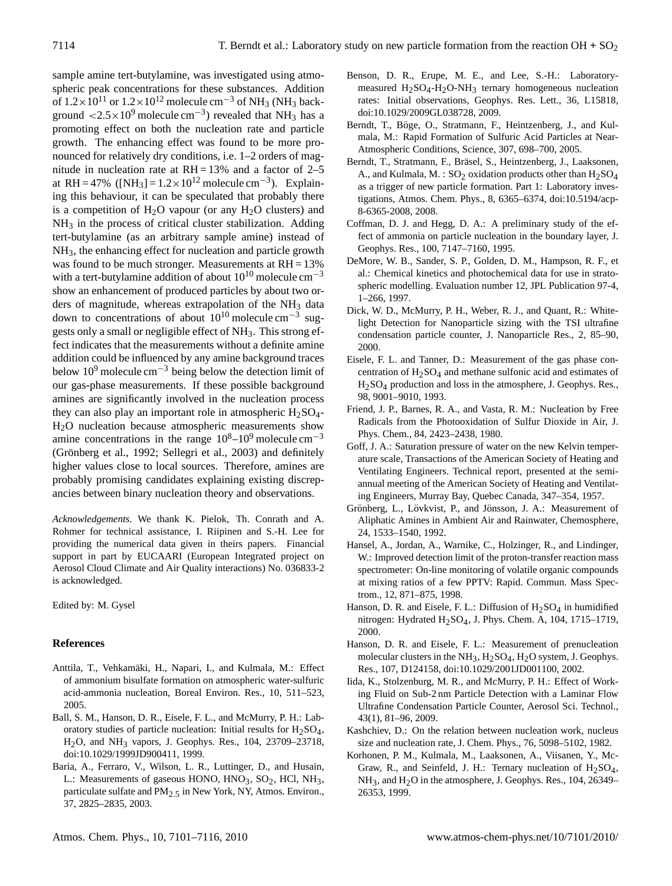sample amine tert-butylamine, was investigated using atmospheric peak concentrations for these substances. Addition of $1.2\times10^{11}$ or $1.2\times10^{12}$ molecule cm$^{-3}$ of $NH_3$ ($NH_3$ background $<2.5\times10^{9}$ molecule cm$^{-3}$) revealed that $NH_3$ has a promoting effect on both the nucleation rate and particle growth. The enhancing effect was found to be more pronounced for relatively dry conditions, i.e. 1–2 orders of magnitude in nucleation rate at RH = 13% and a factor of 2–5 at RH = 47% ($[NH_3] = 1.2\times10^{12}$ molecule cm$^{-3}$). Explaining this behaviour, it can be speculated that probably there is a competition of $H_2O$ vapour (or any $H_2O$ clusters) and $NH_3$ in the process of critical cluster stabilization. Adding tert-butylamine (as an arbitrary sample amine) instead of $NH_3$, the enhancing effect for nucleation and particle growth was found to be much stronger. Measurements at RH = 13% with a tert-butylamine addition of about $10^{10}$ molecule cm$^{-3}$ show an enhancement of produced particles by about two orders of magnitude, whereas extrapolation of the $NH_3$ data down to concentrations of about $10^{10}$ molecule cm$^{-3}$ suggests only a small or negligible effect of $NH_3$. This strong effect indicates that the measurements without a definite amine addition could be influenced by any amine background traces below $10^9$ molecule cm$^{-3}$ being below the detection limit of our gas-phase measurements. If these possible background amines are significantly involved in the nucleation process they can also play an important role in atmospheric $H_2SO_4$-$H_2O$ nucleation because atmospheric measurements show amine concentrations in the range $10^8$–$10^9$ molecule cm$^{-3}$ (Grönberg et al., 1992; Sellegri et al., 2003) and definitely higher values close to local sources. Therefore, amines are probably promising candidates explaining existing discrepancies between binary nucleation theory and observations.

*Acknowledgements.* We thank K. Pielok, Th. Conrath and A. Rohmer for technical assistance, I. Riipinen and S.-H. Lee for providing the numerical data given in theirs papers. Financial support in part by EUCAARI (European Integrated project on Aerosol Cloud Climate and Air Quality interactions) No. 036833-2 is acknowledged.

Edited by: M. Gysel

## References

Anttila, T., Vehkamäki, H., Napari, I., and Kulmala, M.: Effect of ammonium bisulfate formation on atmospheric water-sulfuric acid-ammonia nucleation, Boreal Environ. Res., 10, 511–523, 2005.

Ball, S. M., Hanson, D. R., Eisele, F. L., and McMurry, P. H.: Laboratory studies of particle nucleation: Initial results for $H_2SO_4$, $H_2O$, and $NH_3$ vapors, J. Geophys. Res., 104, 23709–23718, doi:10.1029/1999JD900411, 1999.

Baria, A., Ferraro, V., Wilson, L. R., Luttinger, D., and Husain, L.: Measurements of gaseous HONO, $HNO_3$, $SO_2$, HCl, $NH_3$, particulate sulfate and $PM_{2.5}$ in New York, NY, Atmos. Environ., 37, 2825–2835, 2003.

Benson, D. R., Erupe, M. E., and Lee, S.-H.: Laboratory-measured $H_2SO_4$-$H_2O$-$NH_3$ ternary homogeneous nucleation rates: Initial observations, Geophys. Res. Lett., 36, L15818, doi:10.1029/2009GL038728, 2009.

Berndt, T., Böge, O., Stratmann, F., Heintzenberg, J., and Kulmala, M.: Rapid Formation of Sulfuric Acid Particles at Near-Atmospheric Conditions, Science, 307, 698–700, 2005.

Berndt, T., Stratmann, F., Bräsel, S., Heintzenberg, J., Laaksonen, A., and Kulmala, M. : $SO_2$ oxidation products other than $H_2SO_4$ as a trigger of new particle formation. Part 1: Laboratory investigations, Atmos. Chem. Phys., 8, 6365–6374, doi:10.5194/acp-8-6365-2008, 2008.

Coffman, D. J. and Hegg, D. A.: A preliminary study of the effect of ammonia on particle nucleation in the boundary layer, J. Geophys. Res., 100, 7147–7160, 1995.

DeMore, W. B., Sander, S. P., Golden, D. M., Hampson, R. F., et al.: Chemical kinetics and photochemical data for use in stratospheric modelling. Evaluation number 12, JPL Publication 97-4, 1–266, 1997.

Dick, W. D., McMurry, P. H., Weber, R. J., and Quant, R.: White-light Detection for Nanoparticle sizing with the TSI ultrafine condensation particle counter, J. Nanoparticle Res., 2, 85–90, 2000.

Eisele, F. L. and Tanner, D.: Measurement of the gas phase concentration of $H_2SO_4$ and methane sulfonic acid and estimates of $H_2SO_4$ production and loss in the atmosphere, J. Geophys. Res., 98, 9001–9010, 1993.

Friend, J. P., Barnes, R. A., and Vasta, R. M.: Nucleation by Free Radicals from the Photooxidation of Sulfur Dioxide in Air, J. Phys. Chem., 84, 2423–2438, 1980.

Goff, J. A.: Saturation pressure of water on the new Kelvin temperature scale, Transactions of the American Society of Heating and Ventilating Engineers. Technical report, presented at the semi-annual meeting of the American Society of Heating and Ventilating Engineers, Murray Bay, Quebec Canada, 347–354, 1957.

Grönberg, L., Lövkvist, P., and Jönsson, J. A.: Measurement of Aliphatic Amines in Ambient Air and Rainwater, Chemosphere, 24, 1533–1540, 1992.

Hansel, A., Jordan, A., Warnike, C., Holzinger, R., and Lindinger, W.: Improved detection limit of the proton-transfer reaction mass spectrometer: On-line monitoring of volatile organic compounds at mixing ratios of a few PPTV: Rapid. Commun. Mass Spectrom., 12, 871–875, 1998.

Hanson, D. R. and Eisele, F. L.: Diffusion of $H_2SO_4$ in humidified nitrogen: Hydrated $H_2SO_4$, J. Phys. Chem. A, 104, 1715–1719, 2000.

Hanson, D. R. and Eisele, F. L.: Measurement of prenucleation molecular clusters in the $NH_3$, $H_2SO_4$, $H_2O$ system, J. Geophys. Res., 107, D124158, doi:10.1029/2001JD001100, 2002.

Iida, K., Stolzenburg, M. R., and McMurry, P. H.: Effect of Working Fluid on Sub-2 nm Particle Detection with a Laminar Flow Ultrafine Condensation Particle Counter, Aerosol Sci. Technol., 43(1), 81–96, 2009.

Kashchiev, D.: On the relation between nucleation work, nucleus size and nucleation rate, J. Chem. Phys., 76, 5098–5102, 1982.

Korhonen, P. M., Kulmala, M., Laaksonen, A., Viisanen, Y., McGraw, R., and Seinfeld, J. H.: Ternary nucleation of $H_2SO_4$, $NH_3$, and $H_2O$ in the atmosphere, J. Geophys. Res., 104, 26349–26353, 1999.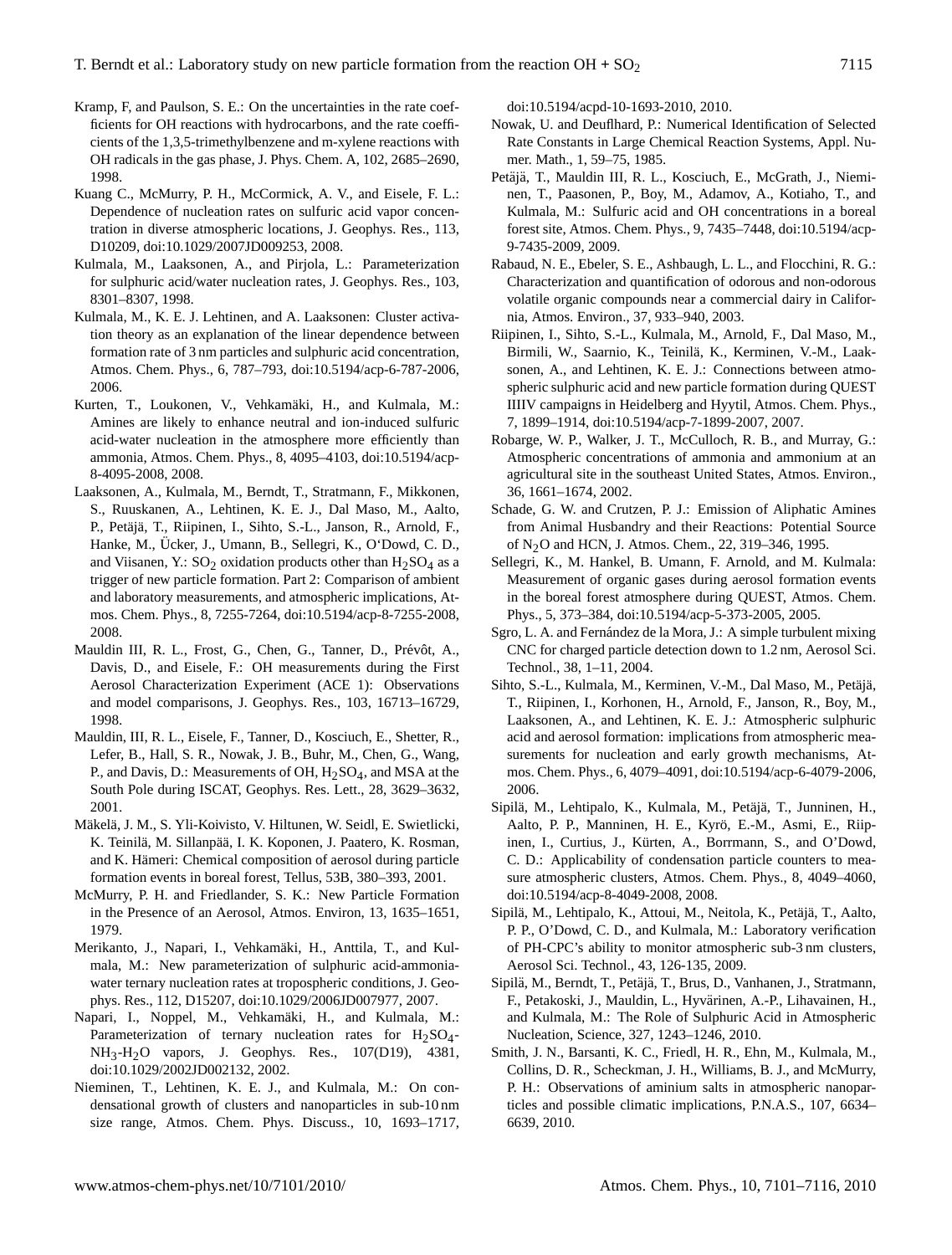Kramp, F, and Paulson, S. E.: On the uncertainties in the rate coefficients for OH reactions with hydrocarbons, and the rate coefficients of the 1,3,5-trimethylbenzene and m-xylene reactions with OH radicals in the gas phase, J. Phys. Chem. A, 102, 2685–2690, 1998.

Kuang C., McMurry, P. H., McCormick, A. V., and Eisele, F. L.: Dependence of nucleation rates on sulfuric acid vapor concentration in diverse atmospheric locations, J. Geophys. Res., 113, D10209, doi:10.1029/2007JD009253, 2008.

Kulmala, M., Laaksonen, A., and Pirjola, L.: Parameterization for sulphuric acid/water nucleation rates, J. Geophys. Res., 103, 8301–8307, 1998.

Kulmala, M., K. E. J. Lehtinen, and A. Laaksonen: Cluster activation theory as an explanation of the linear dependence between formation rate of 3 nm particles and sulphuric acid concentration, Atmos. Chem. Phys., 6, 787–793, doi:10.5194/acp-6-787-2006, 2006.

Kurten, T., Loukonen, V., Vehkamäki, H., and Kulmala, M.: Amines are likely to enhance neutral and ion-induced sulfuric acid-water nucleation in the atmosphere more efficiently than ammonia, Atmos. Chem. Phys., 8, 4095–4103, doi:10.5194/acp-8-4095-2008, 2008.

Laaksonen, A., Kulmala, M., Berndt, T., Stratmann, F., Mikkonen, S., Ruuskanen, A., Lehtinen, K. E. J., Dal Maso, M., Aalto, P., Petäjä, T., Riipinen, I., Sihto, S.-L., Janson, R., Arnold, F., Hanke, M., Ücker, J., Umann, B., Sellegri, K., O'Dowd, C. D., and Viisanen, Y.: $SO_2$ oxidation products other than $H_2SO_4$ as a trigger of new particle formation. Part 2: Comparison of ambient and laboratory measurements, and atmospheric implications, Atmos. Chem. Phys., 8, 7255-7264, doi:10.5194/acp-8-7255-2008, 2008.

Mauldin III, R. L., Frost, G., Chen, G., Tanner, D., Prévôt, A., Davis, D., and Eisele, F.: OH measurements during the First Aerosol Characterization Experiment (ACE 1): Observations and model comparisons, J. Geophys. Res., 103, 16713–16729, 1998.

Mauldin, III, R. L., Eisele, F., Tanner, D., Kosciuch, E., Shetter, R., Lefer, B., Hall, S. R., Nowak, J. B., Buhr, M., Chen, G., Wang, P., and Davis, D.: Measurements of OH, $H_2SO_4$, and MSA at the South Pole during ISCAT, Geophys. Res. Lett., 28, 3629–3632, 2001.

Mäkelä, J. M., S. Yli-Koivisto, V. Hiltunen, W. Seidl, E. Swietlicki, K. Teinilä, M. Sillanpää, I. K. Koponen, J. Paatero, K. Rosman, and K. Hämeri: Chemical composition of aerosol during particle formation events in boreal forest, Tellus, 53B, 380–393, 2001.

McMurry, P. H. and Friedlander, S. K.: New Particle Formation in the Presence of an Aerosol, Atmos. Environ, 13, 1635–1651, 1979.

Merikanto, J., Napari, I., Vehkamäki, H., Anttila, T., and Kulmala, M.: New parameterization of sulphuric acid-ammonia-water ternary nucleation rates at tropospheric conditions, J. Geophys. Res., 112, D15207, doi:10.1029/2006JD007977, 2007.

Napari, I., Noppel, M., Vehkamäki, H., and Kulmala, M.: Parameterization of ternary nucleation rates for $H_2SO_4$-$NH_3$-$H_2O$ vapors, J. Geophys. Res., 107(D19), 4381, doi:10.1029/2002JD002132, 2002.

Nieminen, T., Lehtinen, K. E. J., and Kulmala, M.: On condensational growth of clusters and nanoparticles in sub-10 nm size range, Atmos. Chem. Phys. Discuss., 10, 1693–1717, doi:10.5194/acpd-10-1693-2010, 2010.

Nowak, U. and Deuflhard, P.: Numerical Identification of Selected Rate Constants in Large Chemical Reaction Systems, Appl. Numer. Math., 1, 59–75, 1985.

Petäjä, T., Mauldin III, R. L., Kosciuch, E., McGrath, J., Nieminen, T., Paasonen, P., Boy, M., Adamov, A., Kotiaho, T., and Kulmala, M.: Sulfuric acid and OH concentrations in a boreal forest site, Atmos. Chem. Phys., 9, 7435–7448, doi:10.5194/acp-9-7435-2009, 2009.

Rabaud, N. E., Ebeler, S. E., Ashbaugh, L. L., and Flocchini, R. G.: Characterization and quantification of odorous and non-odorous volatile organic compounds near a commercial dairy in California, Atmos. Environ., 37, 933–940, 2003.

Riipinen, I., Sihto, S.-L., Kulmala, M., Arnold, F., Dal Maso, M., Birmili, W., Saarnio, K., Teinilä, K., Kerminen, V.-M., Laaksonen, A., and Lehtinen, K. E. J.: Connections between atmospheric sulphuric acid and new particle formation during QUEST IIIIV campaigns in Heidelberg and Hyytil, Atmos. Chem. Phys., 7, 1899–1914, doi:10.5194/acp-7-1899-2007, 2007.

Robarge, W. P., Walker, J. T., McCulloch, R. B., and Murray, G.: Atmospheric concentrations of ammonia and ammonium at an agricultural site in the southeast United States, Atmos. Environ., 36, 1661–1674, 2002.

Schade, G. W. and Crutzen, P. J.: Emission of Aliphatic Amines from Animal Husbandry and their Reactions: Potential Source of $N_2O$ and HCN, J. Atmos. Chem., 22, 319–346, 1995.

Sellegri, K., M. Hankel, B. Umann, F. Arnold, and M. Kulmala: Measurement of organic gases during aerosol formation events in the boreal forest atmosphere during QUEST, Atmos. Chem. Phys., 5, 373–384, doi:10.5194/acp-5-373-2005, 2005.

Sgro, L. A. and Fernández de la Mora, J.: A simple turbulent mixing CNC for charged particle detection down to 1.2 nm, Aerosol Sci. Technol., 38, 1–11, 2004.

Sihto, S.-L., Kulmala, M., Kerminen, V.-M., Dal Maso, M., Petäjä, T., Riipinen, I., Korhonen, H., Arnold, F., Janson, R., Boy, M., Laaksonen, A., and Lehtinen, K. E. J.: Atmospheric sulphuric acid and aerosol formation: implications from atmospheric measurements for nucleation and early growth mechanisms, Atmos. Chem. Phys., 6, 4079–4091, doi:10.5194/acp-6-4079-2006, 2006.

Sipilä, M., Lehtipalo, K., Kulmala, M., Petäjä, T., Junninen, H., Aalto, P. P., Manninen, H. E., Kyrö, E.-M., Asmi, E., Riipinen, I., Curtius, J., Kürten, A., Borrmann, S., and O'Dowd, C. D.: Applicability of condensation particle counters to measure atmospheric clusters, Atmos. Chem. Phys., 8, 4049–4060, doi:10.5194/acp-8-4049-2008, 2008.

Sipilä, M., Lehtipalo, K., Attoui, M., Neitola, K., Petäjä, T., Aalto, P. P., O'Dowd, C. D., and Kulmala, M.: Laboratory verification of PH-CPC's ability to monitor atmospheric sub-3 nm clusters, Aerosol Sci. Technol., 43, 126-135, 2009.

Sipilä, M., Berndt, T., Petäjä, T., Brus, D., Vanhanen, J., Stratmann, F., Petakoski, J., Mauldin, L., Hyvärinen, A.-P., Lihavainen, H., and Kulmala, M.: The Role of Sulphuric Acid in Atmospheric Nucleation, Science, 327, 1243–1246, 2010.

Smith, J. N., Barsanti, K. C., Friedl, H. R., Ehn, M., Kulmala, M., Collins, D. R., Scheckman, J. H., Williams, B. J., and McMurry, P. H.: Observations of aminium salts in atmospheric nanoparticles and possible climatic implications, P.N.A.S., 107, 6634–6639, 2010.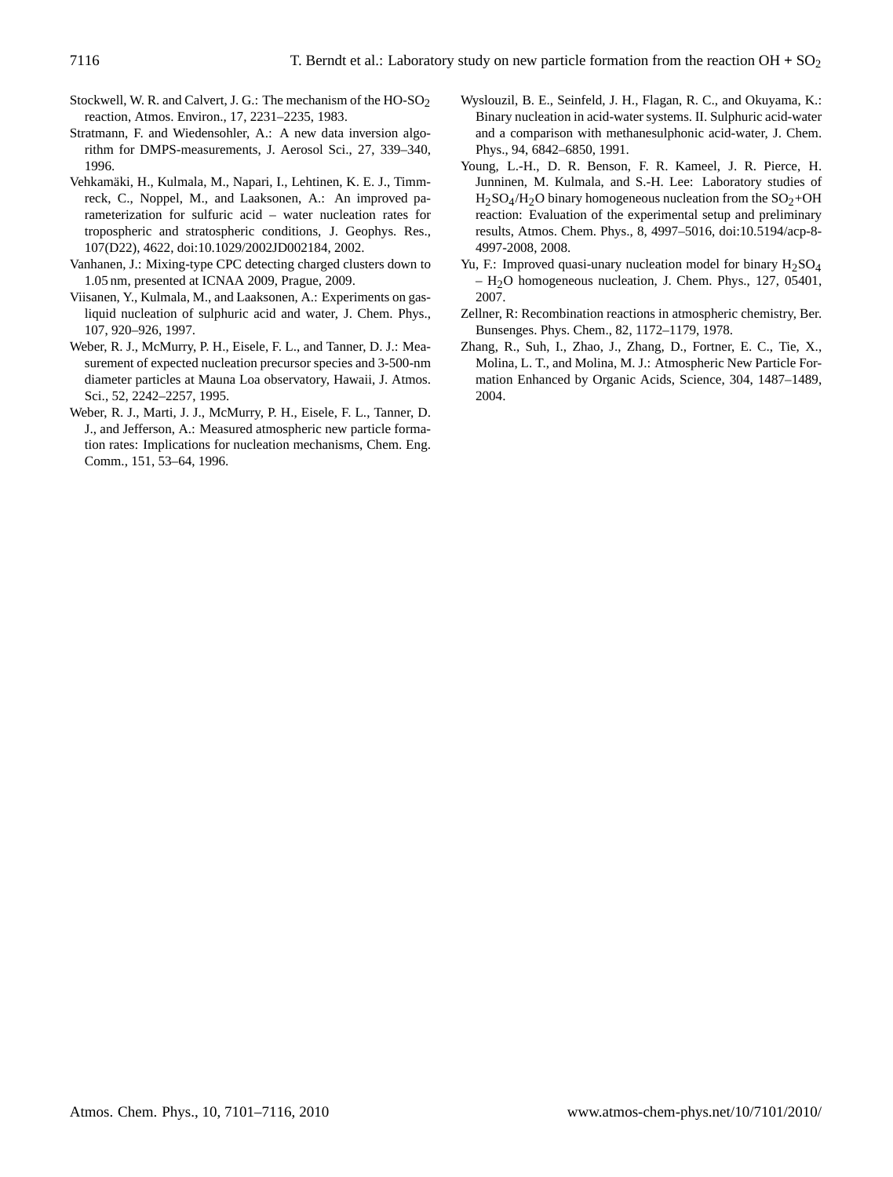Stockwell, W. R. and Calvert, J. G.: The mechanism of the HO-$SO_2$ reaction, Atmos. Environ., 17, 2231–2235, 1983.

Stratmann, F. and Wiedensohler, A.: A new data inversion algorithm for DMPS-measurements, J. Aerosol Sci., 27, 339–340, 1996.

Vehkamäki, H., Kulmala, M., Napari, I., Lehtinen, K. E. J., Timmreck, C., Noppel, M., and Laaksonen, A.: An improved parameterization for sulfuric acid – water nucleation rates for tropospheric and stratospheric conditions, J. Geophys. Res., 107(D22), 4622, doi:10.1029/2002JD002184, 2002.

Vanhanen, J.: Mixing-type CPC detecting charged clusters down to 1.05 nm, presented at ICNAA 2009, Prague, 2009.

Viisanen, Y., Kulmala, M., and Laaksonen, A.: Experiments on gas-liquid nucleation of sulphuric acid and water, J. Chem. Phys., 107, 920–926, 1997.

Weber, R. J., McMurry, P. H., Eisele, F. L., and Tanner, D. J.: Measurement of expected nucleation precursor species and 3-500-nm diameter particles at Mauna Loa observatory, Hawaii, J. Atmos. Sci., 52, 2242–2257, 1995.

Weber, R. J., Marti, J. J., McMurry, P. H., Eisele, F. L., Tanner, D. J., and Jefferson, A.: Measured atmospheric new particle formation rates: Implications for nucleation mechanisms, Chem. Eng. Comm., 151, 53–64, 1996.

Wyslouzil, B. E., Seinfeld, J. H., Flagan, R. C., and Okuyama, K.: Binary nucleation in acid-water systems. II. Sulphuric acid-water and a comparison with methanesulphonic acid-water, J. Chem. Phys., 94, 6842–6850, 1991.

Young, L.-H., D. R. Benson, F. R. Kameel, J. R. Pierce, H. Junninen, M. Kulmala, and S.-H. Lee: Laboratory studies of $H_2SO_4$/$H_2O$ binary homogeneous nucleation from the $SO_2$+OH reaction: Evaluation of the experimental setup and preliminary results, Atmos. Chem. Phys., 8, 4997–5016, doi:10.5194/acp-8-4997-2008, 2008.

Yu, F.: Improved quasi-unary nucleation model for binary $H_2SO_4$ – $H_2O$ homogeneous nucleation, J. Chem. Phys., 127, 05401, 2007.

Zellner, R: Recombination reactions in atmospheric chemistry, Ber. Bunsenges. Phys. Chem., 82, 1172–1179, 1978.

Zhang, R., Suh, I., Zhao, J., Zhang, D., Fortner, E. C., Tie, X., Molina, L. T., and Molina, M. J.: Atmospheric New Particle Formation Enhanced by Organic Acids, Science, 304, 1487–1489, 2004.